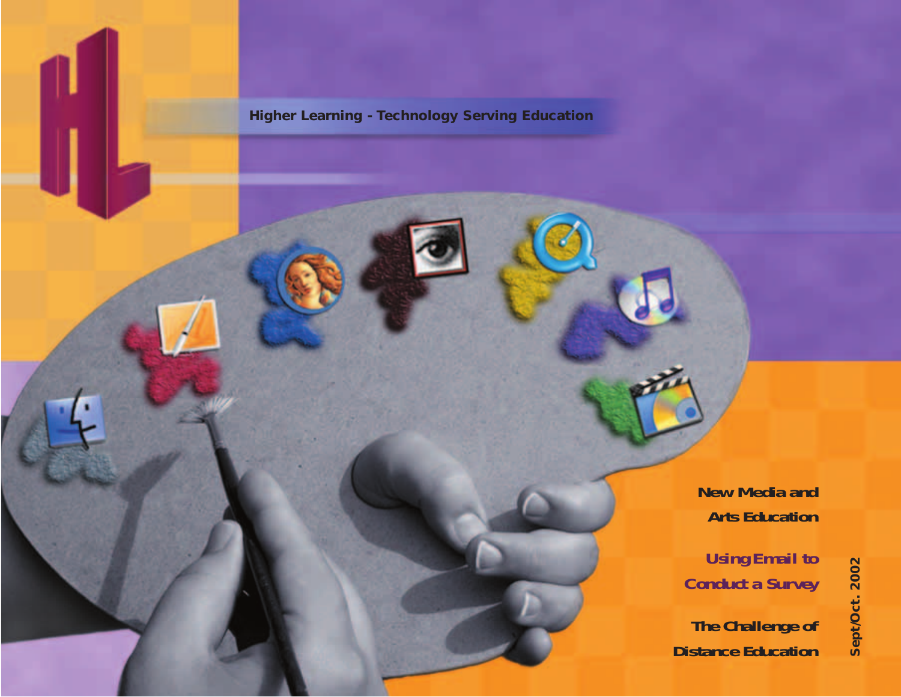# HL

Higher Learning - Technology Serving Education

New Media and Arts Education

Using Email to Conduct a Survey

The Challenge of Distance Education

Sept/Oct. 2002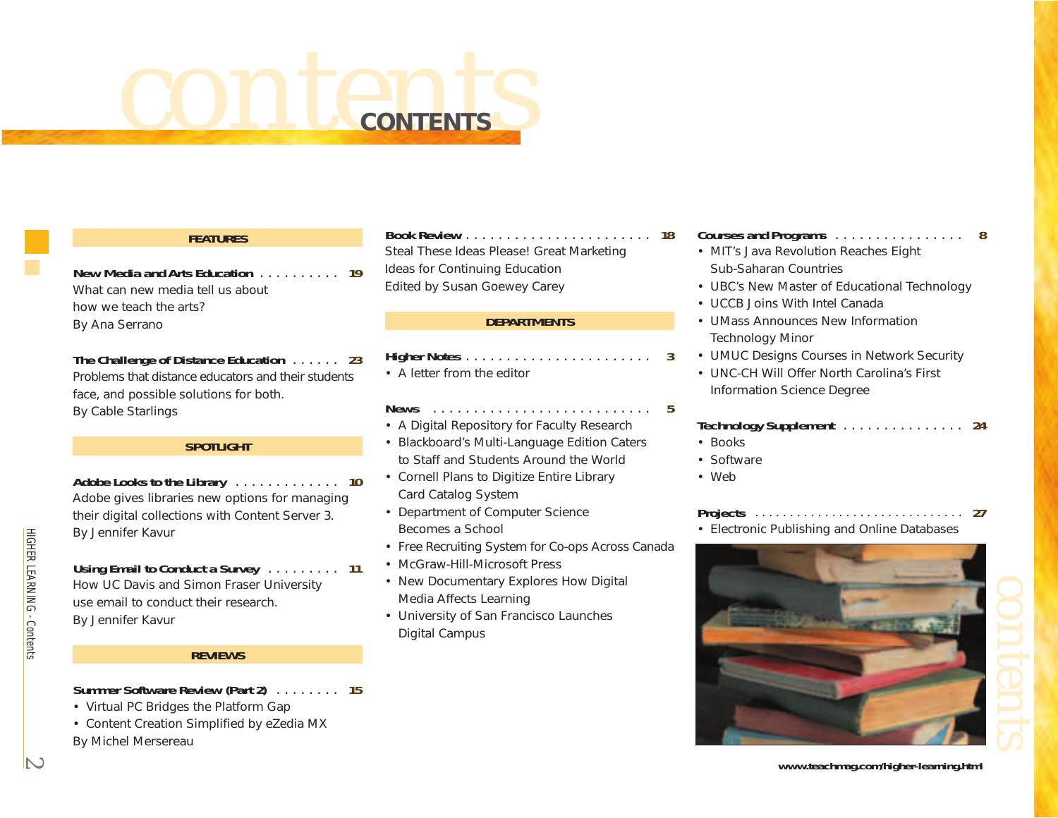# CONTENTS

## FEATURES

**New Media and Arts Education . . . . . . . . . . 19**
What can new media tell us about how we teach the arts?
By Ana Serrano

**The Challenge of Distance Education . . . . . . 23**
Problems that distance educators and their students face, and possible solutions for both.
By Cable Starlings

## SPOTLIGHT

**Adobe Looks to the Library . . . . . . . . . . . . . 10**
Adobe gives libraries new options for managing their digital collections with Content Server 3.
By Jennifer Kavur

**Using Email to Conduct a Survey . . . . . . . . . 11**
How UC Davis and Simon Fraser University use email to conduct their research.
By Jennifer Kavur

## REVIEWS

**Summer Software Review (Part 2) . . . . . . . . 15**

- Virtual PC Bridges the Platform Gap
- Content Creation Simplified by eZedia MX

By Michel Mersereau

**Book Review . . . . . . . . . . . . . . . . . . . . . . . . 18**
Steal These Ideas Please! Great Marketing Ideas for Continuing Education
Edited by Susan Goewey Carey

## DEPARTMENTS

**Higher Notes . . . . . . . . . . . . . . . . . . . . . . . . 3**

- A letter from the editor

**News . . . . . . . . . . . . . . . . . . . . . . . . . . . . 5**

- A Digital Repository for Faculty Research
- Blackboard's Multi-Language Edition Caters to Staff and Students Around the World
- Cornell Plans to Digitize Entire Library Card Catalog System
- Department of Computer Science Becomes a School
- Free Recruiting System for Co-ops Across Canada
- McGraw-Hill-Microsoft Press
- New Documentary Explores How Digital Media Affects Learning
- University of San Francisco Launches Digital Campus

**Courses and Programs . . . . . . . . . . . . . . . . 8**

- MIT's Java Revolution Reaches Eight Sub-Saharan Countries
- UBC's New Master of Educational Technology
- UCCB Joins With Intel Canada
- UMass Announces New Information Technology Minor
- UMUC Designs Courses in Network Security
- UNC-CH Will Offer North Carolina's First Information Science Degree

**Technology Supplement . . . . . . . . . . . . . . . 24**

- Books
- Software
- Web

**Projects . . . . . . . . . . . . . . . . . . . . . . . . . . 27**

- Electronic Publishing and Online Databases

www.teachmag.com/higher-learning.html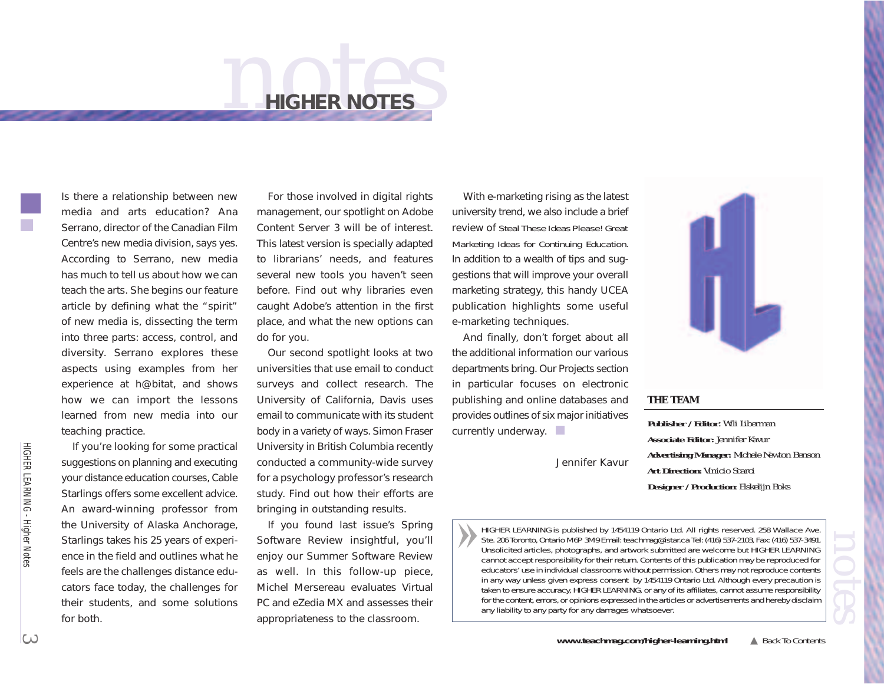# HIGHER NOTES

Is there a relationship between new media and arts education? Ana Serrano, director of the Canadian Film Centre's new media division, says yes. According to Serrano, new media has much to tell us about how we can teach the arts. She begins our feature article by defining what the "spirit" of new media is, dissecting the term into three parts: access, control, and diversity. Serrano explores these aspects using examples from her experience at h@bitat, and shows how we can import the lessons learned from new media into our teaching practice.

If you're looking for some practical suggestions on planning and executing your distance education courses, Cable Starlings offers some excellent advice. An award-winning professor from the University of Alaska Anchorage, Starlings takes his 25 years of experience in the field and outlines what he feels are the challenges distance educators face today, the challenges for their students, and some solutions for both.

For those involved in digital rights management, our spotlight on Adobe Content Server 3 will be of interest. This latest version is specially adapted to librarians' needs, and features several new tools you haven't seen before. Find out why libraries even caught Adobe's attention in the first place, and what the new options can do for you.

Our second spotlight looks at two universities that use email to conduct surveys and collect research. The University of California, Davis uses email to communicate with its student body in a variety of ways. Simon Fraser University in British Columbia recently conducted a community-wide survey for a psychology professor's research study. Find out how their efforts are bringing in outstanding results.

If you found last issue's Spring Software Review insightful, you'll enjoy our Summer Software Review as well. In this follow-up piece, Michel Mersereau evaluates Virtual PC and eZedia MX and assesses their appropriateness to the classroom.

With e-marketing rising as the latest university trend, we also include a brief review of Steal These Ideas Please! Great Marketing Ideas for Continuing Education. In addition to a wealth of tips and suggestions that will improve your overall marketing strategy, this handy UCEA publication highlights some useful e-marketing techniques.

And finally, don't forget about all the additional information our various departments bring. Our Projects section in particular focuses on electronic publishing and online databases and provides outlines of six major initiatives currently underway.

Jennifer Kavur

**THE TEAM**

**Publisher / Editor:** Wili Liberman

**Associate Editor:** Jennifer Kavur

**Advertising Manager:** Michele Newton Benson

**Art Direction:** Vinicio Scarci

**Designer / Production:** Elskelijn Boks

HIGHER LEARNING is published by 1454119 Ontario Ltd. All rights reserved. 258 Wallace Ave. Ste. 206 Toronto, Ontario M6P 3M9 Email: teachmag@istar.ca Tel: (416) 537-2103, Fax: (416) 537-3491. Unsolicited articles, photographs, and artwork submitted are welcome but HIGHER LEARNING cannot accept responsibility for their return. Contents of this publication may be reproduced for educators' use in individual classrooms without permission. Others may not reproduce contents in any way unless given express consent by 1454119 Ontario Ltd. Although every precaution is taken to ensure accuracy, HIGHER LEARNING, or any of its affiliates, cannot assume responsibility for the content, errors, or opinions expressed in the articles or advertisements and hereby disclaim any liability to any party for any damages whatsoever.

**www.teachmag.com/higher-learning.html**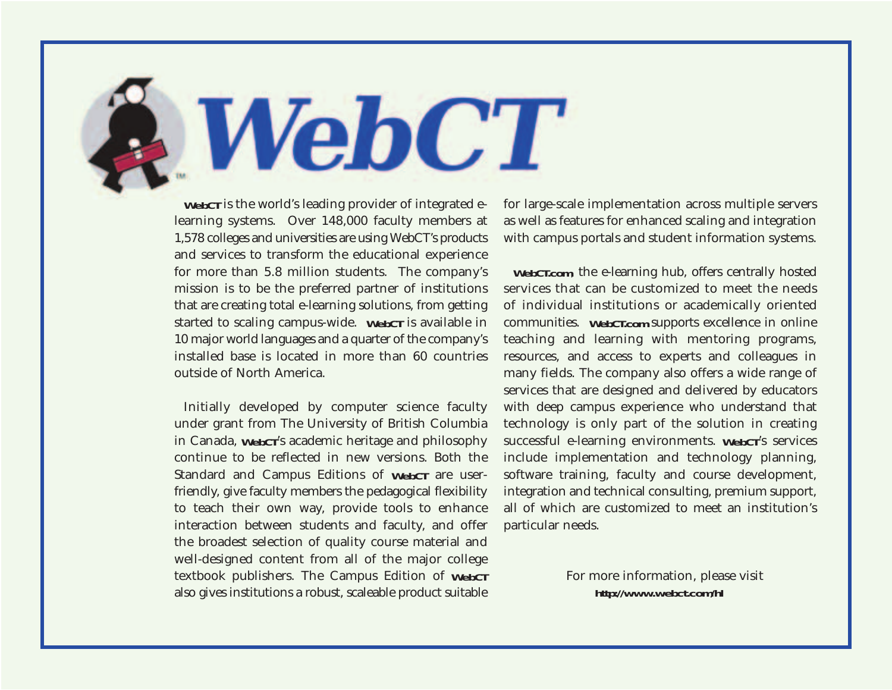# WebCT

**WebCT** is the world's leading provider of integrated e-learning systems. Over 148,000 faculty members at 1,578 colleges and universities are using WebCT's products and services to transform the educational experience for more than 5.8 million students. The company's mission is to be the preferred partner of institutions that are creating total e-learning solutions, from getting started to scaling campus-wide. **WebCT** is available in 10 major world languages and a quarter of the company's installed base is located in more than 60 countries outside of North America.

Initially developed by computer science faculty under grant from The University of British Columbia in Canada, **WebCT**'s academic heritage and philosophy continue to be reflected in new versions. Both the Standard and Campus Editions of **WebCT** are user-friendly, give faculty members the pedagogical flexibility to teach their own way, provide tools to enhance interaction between students and faculty, and offer the broadest selection of quality course material and well-designed content from all of the major college textbook publishers. The Campus Edition of **WebCT** also gives institutions a robust, scaleable product suitable for large-scale implementation across multiple servers as well as features for enhanced scaling and integration with campus portals and student information systems.

**WebCT.com**, the e-learning hub, offers centrally hosted services that can be customized to meet the needs of individual institutions or academically oriented communities. **WebCT.com** supports excellence in online teaching and learning with mentoring programs, resources, and access to experts and colleagues in many fields. The company also offers a wide range of services that are designed and delivered by educators with deep campus experience who understand that technology is only part of the solution in creating successful e-learning environments. **WebCT**'s services include implementation and technology planning, software training, faculty and course development, integration and technical consulting, premium support, all of which are customized to meet an institution's particular needs.

For more information, please visit
**http://www.webct.com/hl**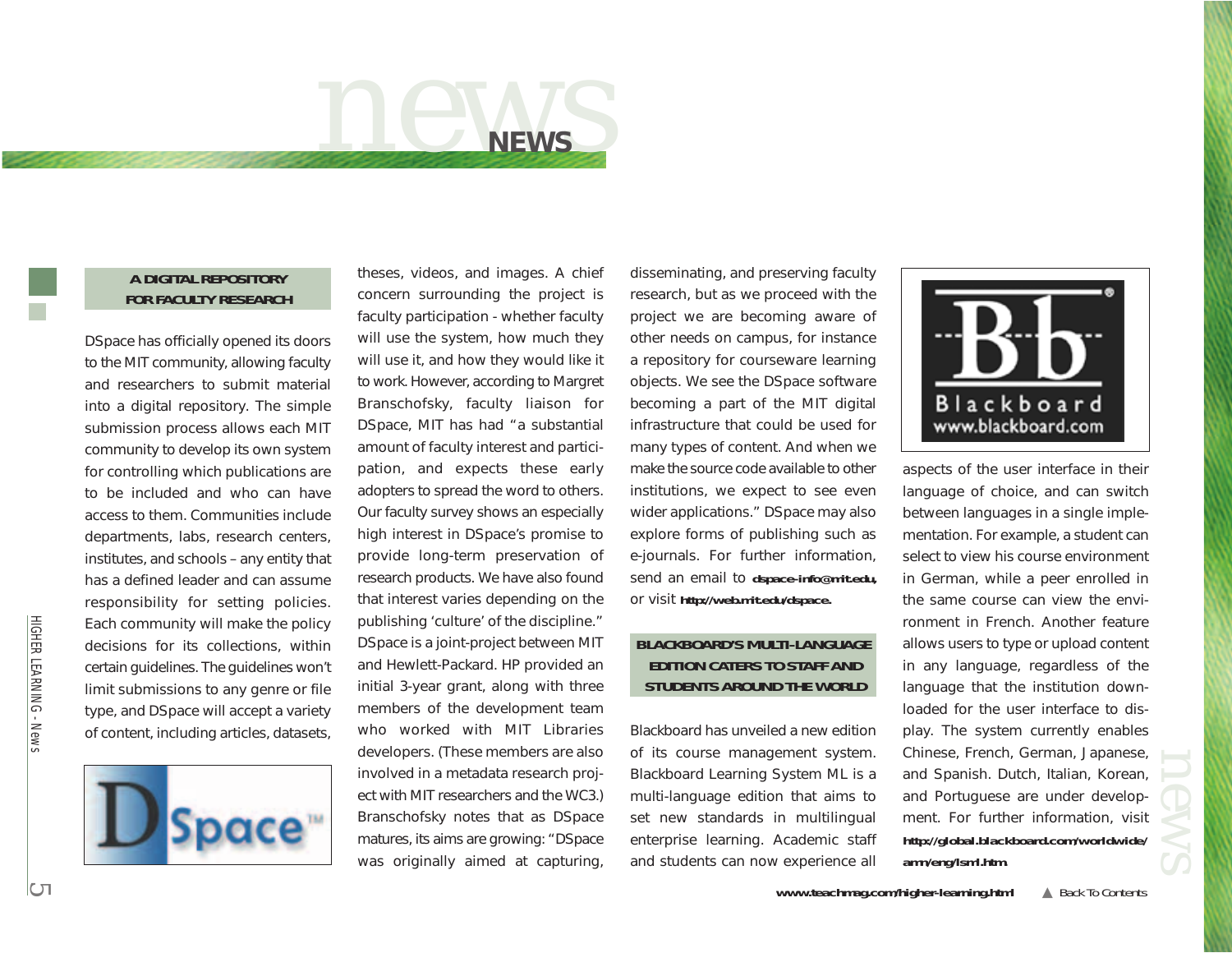# NEWS

## A DIGITAL REPOSITORY FOR FACULTY RESEARCH

DSpace has officially opened its doors to the MIT community, allowing faculty and researchers to submit material into a digital repository. The simple submission process allows each MIT community to develop its own system for controlling which publications are to be included and who can have access to them. Communities include departments, labs, research centers, institutes, and schools – any entity that has a defined leader and can assume responsibility for setting policies. Each community will make the policy decisions for its collections, within certain guidelines. The guidelines won't limit submissions to any genre or file type, and DSpace will accept a variety of content, including articles, datasets, theses, videos, and images. A chief concern surrounding the project is faculty participation - whether faculty will use the system, how much they will use it, and how they would like it to work. However, according to Margret Branschofsky, faculty liaison for DSpace, MIT has had "a substantial amount of faculty interest and participation, and expects these early adopters to spread the word to others. Our faculty survey shows an especially high interest in DSpace's promise to provide long-term preservation of research products. We have also found that interest varies depending on the publishing 'culture' of the discipline." DSpace is a joint-project between MIT and Hewlett-Packard. HP provided an initial 3-year grant, along with three members of the development team who worked with MIT Libraries developers. (These members are also involved in a metadata research project with MIT researchers and the WC3.) Branschofsky notes that as DSpace matures, its aims are growing: "DSpace was originally aimed at capturing, disseminating, and preserving faculty research, but as we proceed with the project we are becoming aware of other needs on campus, for instance a repository for courseware learning objects. We see the DSpace software becoming a part of the MIT digital infrastructure that could be used for many types of content. And when we make the source code available to other institutions, we expect to see even wider applications." DSpace may also explore forms of publishing such as e-journals. For further information, send an email to **dspace-info@mit.edu**, or visit **http://web.mit.edu/dspace**.

## BLACKBOARD'S MULTI-LANGUAGE EDITION CATERS TO STAFF AND STUDENTS AROUND THE WORLD

Blackboard has unveiled a new edition of its course management system. Blackboard Learning System ML is a multi-language edition that aims to set new standards in multilingual enterprise learning. Academic staff and students can now experience all aspects of the user interface in their language of choice, and can switch between languages in a single implementation. For example, a student can select to view his course environment in German, while a peer enrolled in the same course can view the environment in French. Another feature allows users to type or upload content in any language, regardless of the language that the institution downloaded for the user interface to display. The system currently enables Chinese, French, German, Japanese, and Spanish. Dutch, Italian, Korean, and Portuguese are under development. For further information, visit **http://global.blackboard.com/worldwide/amn/eng/lsml.htm**

www.teachmag.com/higher-learning.html ▲ Back To Contents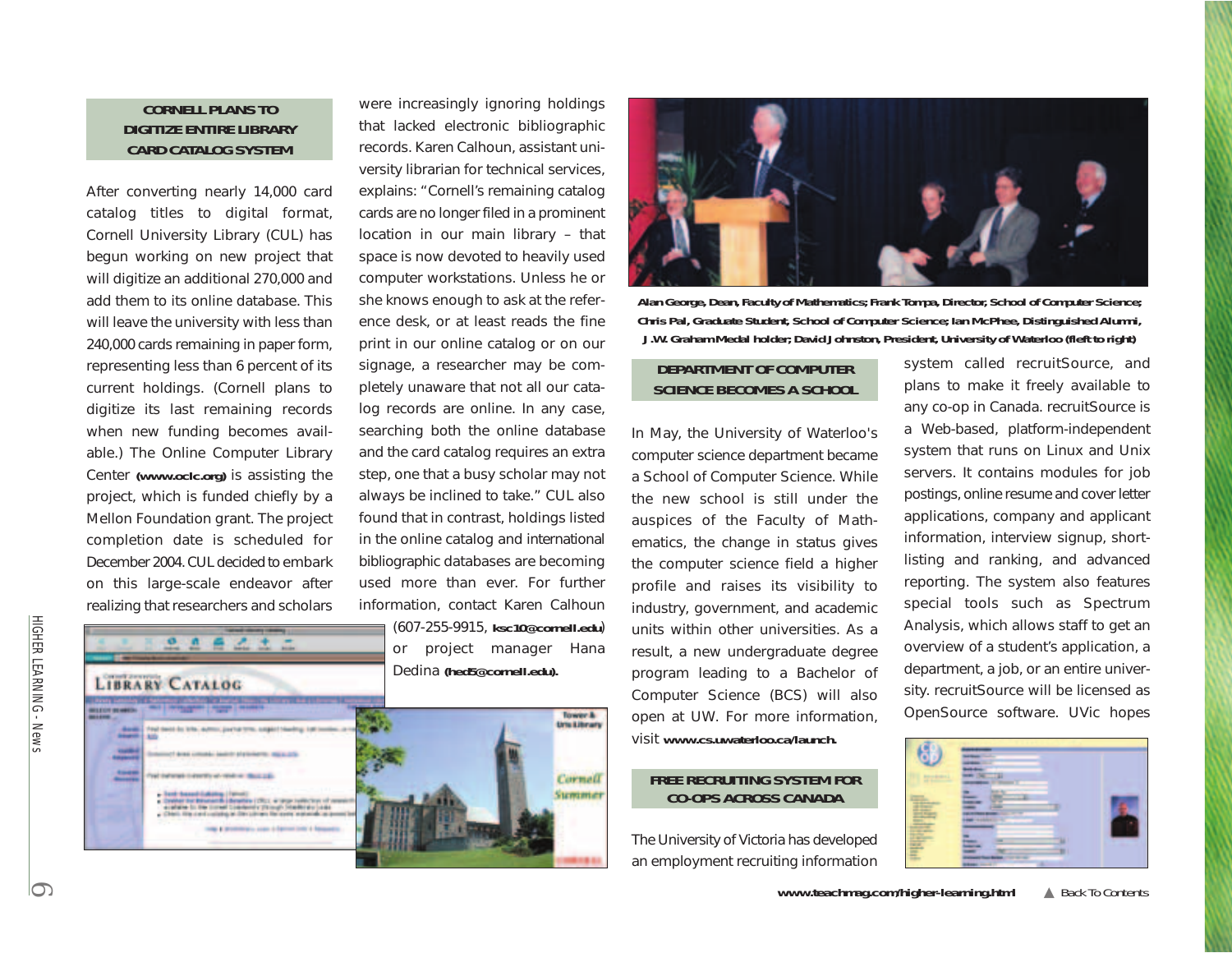## CORNELL PLANS TO DIGITIZE ENTIRE LIBRARY CARD CATALOG SYSTEM

After converting nearly 14,000 card catalog titles to digital format, Cornell University Library (CUL) has begun working on new project that will digitize an additional 270,000 and add them to its online database. This will leave the university with less than 240,000 cards remaining in paper form, representing less than 6 percent of its current holdings. (Cornell plans to digitize its last remaining records when new funding becomes available.) The Online Computer Library Center (www.oclc.org) is assisting the project, which is funded chiefly by a Mellon Foundation grant. The project completion date is scheduled for December 2004. CUL decided to embark on this large-scale endeavor after realizing that researchers and scholars were increasingly ignoring holdings that lacked electronic bibliographic records. Karen Calhoun, assistant university librarian for technical services, explains: "Cornell's remaining catalog cards are no longer filed in a prominent location in our main library – that space is now devoted to heavily used computer workstations. Unless he or she knows enough to ask at the reference desk, or at least reads the fine print in our online catalog or on our signage, a researcher may be completely unaware that not all our catalog records are online. In any case, searching both the online database and the card catalog requires an extra step, one that a busy scholar may not always be inclined to take." CUL also found that in contrast, holdings listed in the online catalog and international bibliographic databases are becoming used more than ever. For further information, contact Karen Calhoun (607-255-9915, ksc10@cornell.edu) or project manager Hana Dedina (hed5@cornell.edu).

Alan George, Dean, Faculty of Mathematics; Frank Tompa, Director, School of Computer Science; Chris Pal, Graduate Student, School of Computer Science; Ian McPhee, Distinguished Alumni, J.W. Graham Medal holder; David Johnston, President, University of Waterloo (fleft to right)

## DEPARTMENT OF COMPUTER SCIENCE BECOMES A SCHOOL

In May, the University of Waterloo's computer science department became a School of Computer Science. While the new school is still under the auspices of the Faculty of Mathematics, the change in status gives the computer science field a higher profile and raises its visibility to industry, government, and academic units within other universities. As a result, a new undergraduate degree program leading to a Bachelor of Computer Science (BCS) will also open at UW. For more information, visit www.cs.uwaterloo.ca/launch.

## FREE RECRUITING SYSTEM FOR CO-OPS ACROSS CANADA

The University of Victoria has developed an employment recruiting information system called recruitSource, and plans to make it freely available to any co-op in Canada. recruitSource is a Web-based, platform-independent system that runs on Linux and Unix servers. It contains modules for job postings, online resume and cover letter applications, company and applicant information, interview signup, short-listing and ranking, and advanced reporting. The system also features special tools such as Spectrum Analysis, which allows staff to get an overview of a student's application, a department, a job, or an entire university. recruitSource will be licensed as OpenSource software. UVic hopes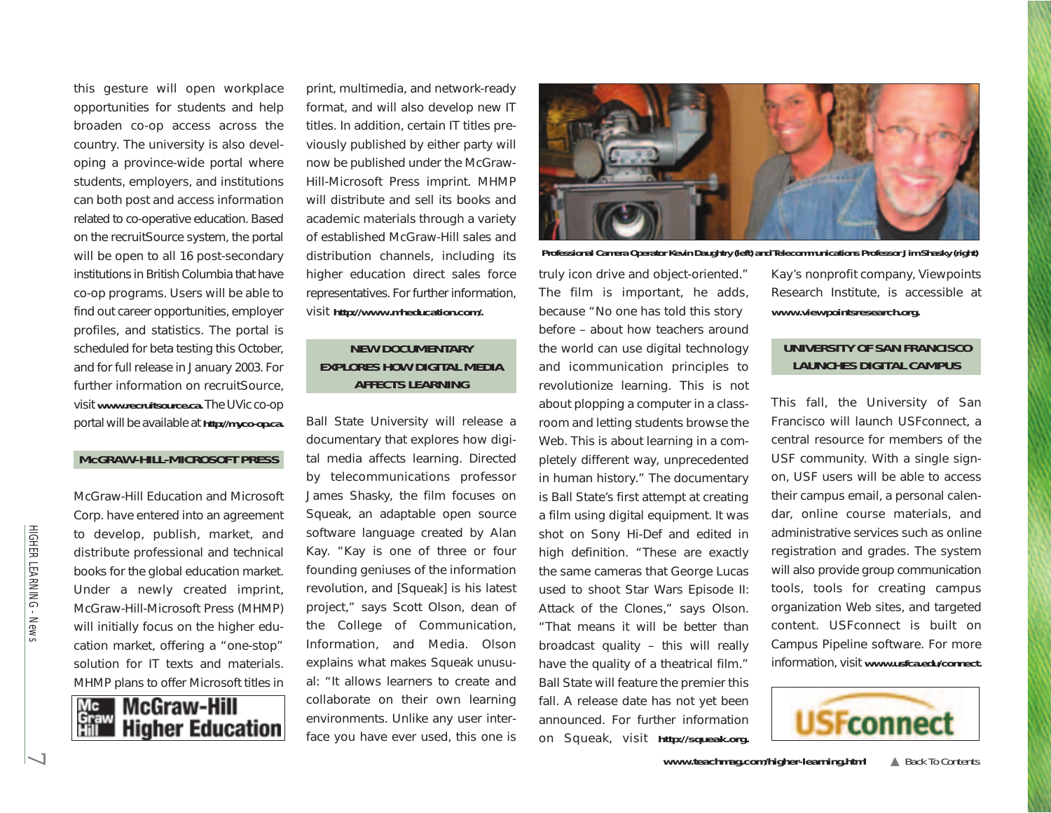this gesture will open workplace opportunities for students and help broaden co-op access across the country. The university is also developing a province-wide portal where students, employers, and institutions can both post and access information related to co-operative education. Based on the recruitSource system, the portal will be open to all 16 post-secondary institutions in British Columbia that have co-op programs. Users will be able to find out career opportunities, employer profiles, and statistics. The portal is scheduled for beta testing this October, and for full release in January 2003. For further information on recruitSource, visit **www.recruitsource.ca.** The UVic co-op portal will be available at **http://myco-op.ca.**

## McGRAW-HILL-MICROSOFT PRESS

McGraw-Hill Education and Microsoft Corp. have entered into an agreement to develop, publish, market, and distribute professional and technical books for the global education market. Under a newly created imprint, McGraw-Hill-Microsoft Press (MHMP) will initially focus on the higher education market, offering a "one-stop" solution for IT texts and materials. MHMP plans to offer Microsoft titles in print, multimedia, and network-ready format, and will also develop new IT titles. In addition, certain IT titles previously published by either party will now be published under the McGraw-Hill-Microsoft Press imprint. MHMP will distribute and sell its books and academic materials through a variety of established McGraw-Hill sales and distribution channels, including its higher education direct sales force representatives. For further information, visit **http://www.mheducation.com/.**

## NEW DOCUMENTARY EXPLORES HOW DIGITAL MEDIA AFFECTS LEARNING

Ball State University will release a documentary that explores how digital media affects learning. Directed by telecommunications professor James Shasky, the film focuses on Squeak, an adaptable open source software language created by Alan Kay. "Kay is one of three or four founding geniuses of the information revolution, and [Squeak] is his latest project," says Scott Olson, dean of the College of Communication, Information, and Media. Olson explains what makes Squeak unusual: "It allows learners to create and collaborate on their own learning environments. Unlike any user interface you have ever used, this one is truly icon drive and object-oriented." The film is important, he adds, because "No one has told this story before – about how teachers around the world can use digital technology and icommunication principles to revolutionize learning. This is not about plopping a computer in a classroom and letting students browse the Web. This is about learning in a completely different way, unprecedented in human history." The documentary is Ball State's first attempt at creating a film using digital equipment. It was shot on Sony Hi-Def and edited in high definition. "These are exactly the same cameras that George Lucas used to shoot Star Wars Episode II: Attack of the Clones," says Olson. "That means it will be better than broadcast quality – this will really have the quality of a theatrical film." Ball State will feature the premier this fall. A release date has not yet been announced. For further information on Squeak, visit **http://squeak.org.** Kay's nonprofit company, Viewpoints Research Institute, is accessible at **www.viewpointsresearch.org.**

Professional Camera Operator Kevin Daughtry (left) and Telecommunications Professor Jim Shasky (right)

## UNIVERSITY OF SAN FRANCISCO LAUNCHES DIGITAL CAMPUS

This fall, the University of San Francisco will launch USFconnect, a central resource for members of the USF community. With a single sign-on, USF users will be able to access their campus email, a personal calendar, online course materials, and administrative services such as online registration and grades. The system will also provide group communication tools, tools for creating campus organization Web sites, and targeted content. USFconnect is built on Campus Pipeline software. For more information, visit **www.usfca.edu/connect.**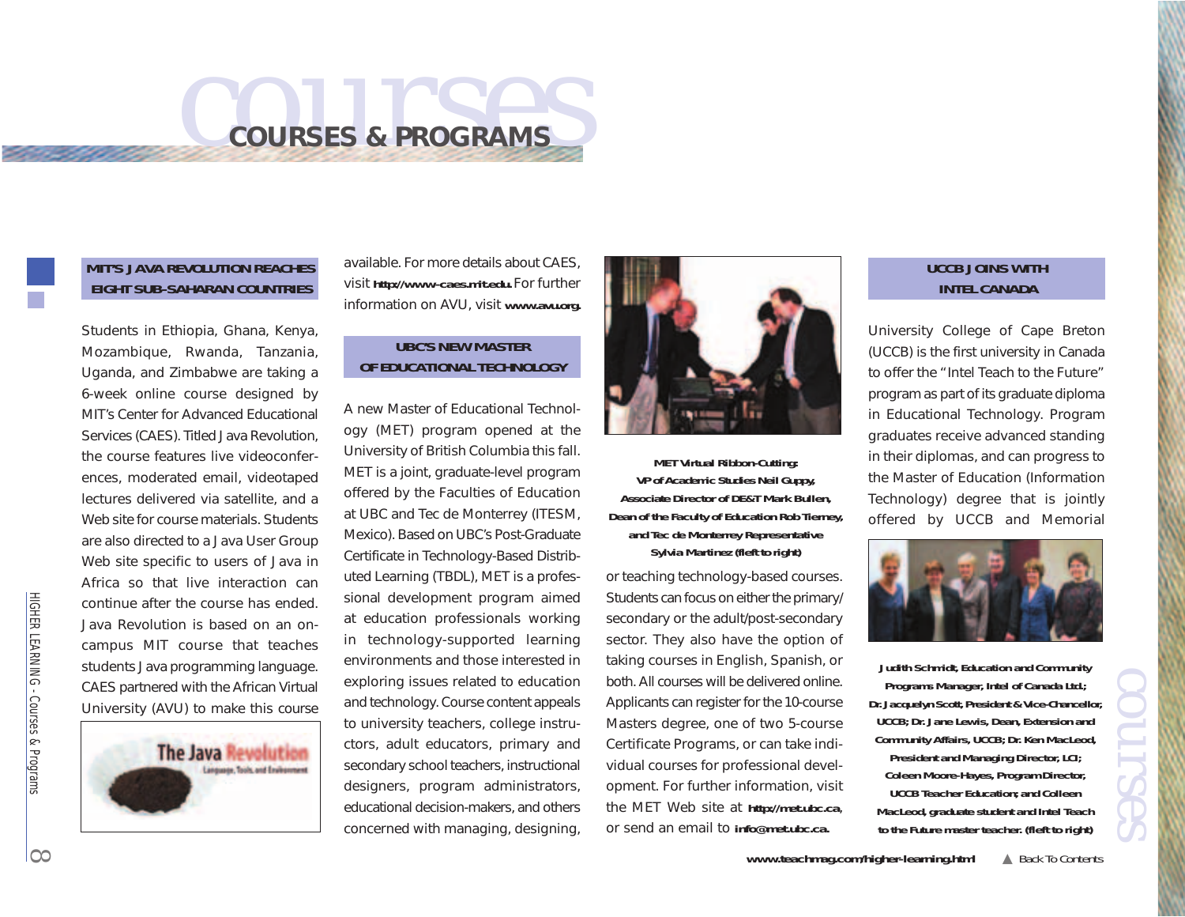# COURSES & PROGRAMS

### MIT'S JAVA REVOLUTION REACHES EIGHT SUB-SAHARAN COUNTRIES

Students in Ethiopia, Ghana, Kenya, Mozambique, Rwanda, Tanzania, Uganda, and Zimbabwe are taking a 6-week online course designed by MIT's Center for Advanced Educational Services (CAES). Titled Java Revolution, the course features live videoconferences, moderated email, videotaped lectures delivered via satellite, and a Web site for course materials. Students are also directed to a Java User Group Web site specific to users of Java in Africa so that live interaction can continue after the course has ended. Java Revolution is based on an on-campus MIT course that teaches students Java programming language. CAES partnered with the African Virtual University (AVU) to make this course available. For more details about CAES, visit **http://www-caes.mit.edu**. For further information on AVU, visit **www.avu.org**.

### UBC'S NEW MASTER OF EDUCATIONAL TECHNOLOGY

A new Master of Educational Technology (MET) program opened at the University of British Columbia this fall. MET is a joint, graduate-level program offered by the Faculties of Education at UBC and Tec de Monterrey (ITESM, Mexico). Based on UBC's Post-Graduate Certificate in Technology-Based Distributed Learning (TBDL), MET is a professional development program aimed at education professionals working in technology-supported learning environments and those interested in exploring issues related to education and technology. Course content appeals to university teachers, college instructors, adult educators, primary and secondary school teachers, instructional designers, program administrators, educational decision-makers, and others concerned with managing, designing, or teaching technology-based courses. Students can focus on either the primary/secondary or the adult/post-secondary sector. They also have the option of taking courses in English, Spanish, or both. All courses will be delivered online. Applicants can register for the 10-course Masters degree, one of two 5-course Certificate Programs, or can take individual courses for professional development. For further information, visit the MET Web site at **http://met.ubc.ca**, or send an email to **info@met.ubc.ca**.

**MET Virtual Ribbon-Cutting: VP of Academic Studies Neil Guppy, Associate Director of DE&T Mark Bullen, Dean of the Faculty of Education Rob Tierney, and Tec de Monterrey Representative Sylvia Martinez (left to right)**

### UCCB JOINS WITH INTEL CANADA

University College of Cape Breton (UCCB) is the first university in Canada to offer the "Intel Teach to the Future" program as part of its graduate diploma in Educational Technology. Program graduates receive advanced standing in their diplomas, and can progress to the Master of Education (Information Technology) degree that is jointly offered by UCCB and Memorial

**Judith Schmidt, Education and Community Programs Manager, Intel of Canada Ltd.; Dr. Jacquelyn Scott, President & Vice-Chancellor, UCCB; Dr. Jane Lewis, Dean, Extension and Community Affairs, UCCB; Dr. Ken MacLeod, President and Managing Director, LCI; Coleen Moore-Hayes, Program Director, UCCB Teacher Education; and Colleen MacLeod, graduate student and Intel Teach to the Future master teacher. (left to right)**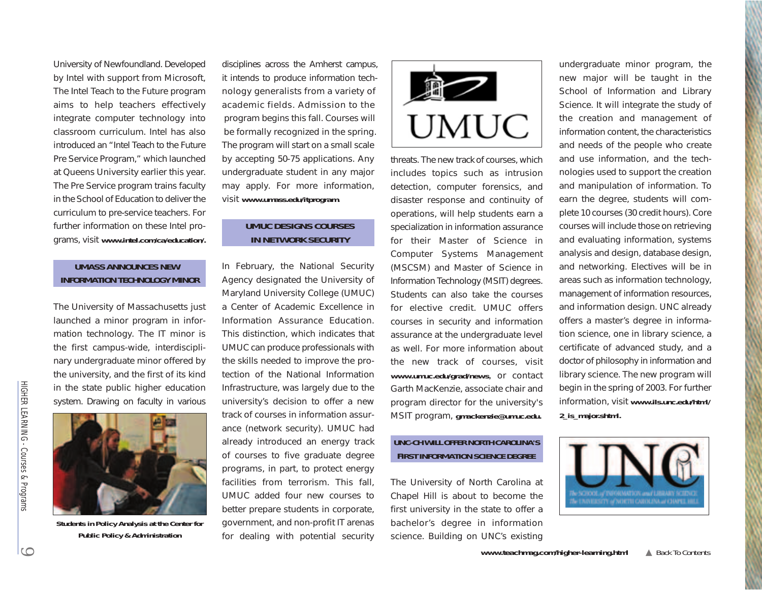University of Newfoundland. Developed by Intel with support from Microsoft, The Intel Teach to the Future program aims to help teachers effectively integrate computer technology into classroom curriculum. Intel has also introduced an "Intel Teach to the Future Pre Service Program," which launched at Queens University earlier this year. The Pre Service program trains faculty in the School of Education to deliver the curriculum to pre-service teachers. For further information on these Intel programs, visit **www.intel.com/ca/education/.**

## UMASS ANNOUNCES NEW INFORMATION TECHNOLOGY MINOR

The University of Massachusetts just launched a minor program in information technology. The IT minor is the first campus-wide, interdisciplinary undergraduate minor offered by the university, and the first of its kind in the state public higher education system. Drawing on faculty in various disciplines across the Amherst campus, it intends to produce information technology generalists from a variety of academic fields. Admission to the program begins this fall. Courses will be formally recognized in the spring. The program will start on a small scale by accepting 50-75 applications. Any undergraduate student in any major may apply. For more information, visit **www.umass.edu/itprogram.**

**Students in Policy Analysis at the Center for Public Policy & Administration**

## UMUC DESIGNS COURSES IN NETWORK SECURITY

In February, the National Security Agency designated the University of Maryland University College (UMUC) a Center of Academic Excellence in Information Assurance Education. This distinction, which indicates that UMUC can produce professionals with the skills needed to improve the protection of the National Information Infrastructure, was largely due to the university's decision to offer a new track of courses in information assurance (network security). UMUC had already introduced an energy track of courses to five graduate degree programs, in part, to protect energy facilities from terrorism. This fall, UMUC added four new courses to better prepare students in corporate, government, and non-profit IT arenas for dealing with potential security threats. The new track of courses, which includes topics such as intrusion detection, computer forensics, and disaster response and continuity of operations, will help students earn a specialization in information assurance for their Master of Science in Computer Systems Management (MSCSM) and Master of Science in Information Technology (MSIT) degrees. Students can also take the courses for elective credit. UMUC offers courses in security and information assurance at the undergraduate level as well. For more information about the new track of courses, visit **www.umuc.edu/grad/news**, or contact Garth MacKenzie, associate chair and program director for the university's MSIT program, **gmackenzie@umuc.edu.**

## UNC-CH WILL OFFER NORTH CAROLINA'S FIRST INFORMATION SCIENCE DEGREE

The University of North Carolina at Chapel Hill is about to become the first university in the state to offer a bachelor's degree in information science. Building on UNC's existing undergraduate minor program, the new major will be taught in the School of Information and Library Science. It will integrate the study of the creation and management of information content, the characteristics and needs of the people who create and use information, and the technologies used to support the creation and manipulation of information. To earn the degree, students will complete 10 courses (30 credit hours). Core courses will include those on retrieving and evaluating information, systems analysis and design, database design, and networking. Electives will be in areas such as information technology, management of information resources, and information design. UNC already offers a master's degree in information science, one in library science, a certificate of advanced study, and a doctor of philosophy in information and library science. The new program will begin in the spring of 2003. For further information, visit **www.ils.unc.edu/html/2_is_major.shtml.**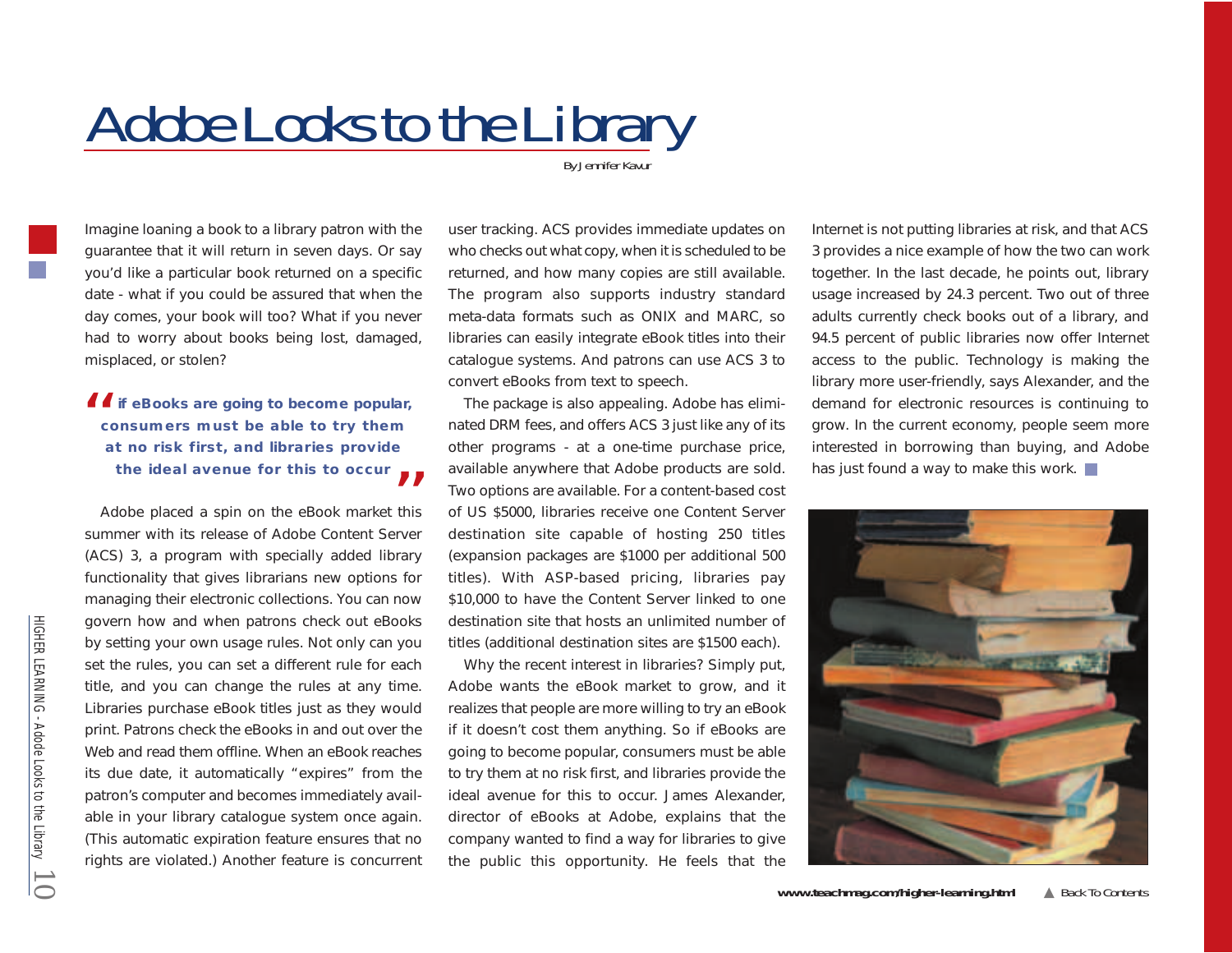# Adobe Looks to the Library

By Jennifer Kavur

Imagine loaning a book to a library patron with the guarantee that it will return in seven days. Or say you'd like a particular book returned on a specific date - what if you could be assured that when the day comes, your book will too? What if you never had to worry about books being lost, damaged, misplaced, or stolen?

> **"if eBooks are going to become popular, consumers must be able to try them at no risk first, and libraries provide the ideal avenue for this to occur"**

Adobe placed a spin on the eBook market this summer with its release of Adobe Content Server (ACS) 3, a program with specially added library functionality that gives librarians new options for managing their electronic collections. You can now govern how and when patrons check out eBooks by setting your own usage rules. Not only can you set the rules, you can set a different rule for each title, and you can change the rules at any time. Libraries purchase eBook titles just as they would print. Patrons check the eBooks in and out over the Web and read them offline. When an eBook reaches its due date, it automatically "expires" from the patron's computer and becomes immediately available in your library catalogue system once again. (This automatic expiration feature ensures that no rights are violated.) Another feature is concurrent user tracking. ACS provides immediate updates on who checks out what copy, when it is scheduled to be returned, and how many copies are still available. The program also supports industry standard meta-data formats such as ONIX and MARC, so libraries can easily integrate eBook titles into their catalogue systems. And patrons can use ACS 3 to convert eBooks from text to speech.

The package is also appealing. Adobe has eliminated DRM fees, and offers ACS 3 just like any of its other programs - at a one-time purchase price, available anywhere that Adobe products are sold. Two options are available. For a content-based cost of US $5000, libraries receive one Content Server destination site capable of hosting 250 titles (expansion packages are $1000 per additional 500 titles). With ASP-based pricing, libraries pay $10,000 to have the Content Server linked to one destination site that hosts an unlimited number of titles (additional destination sites are $1500 each).

Why the recent interest in libraries? Simply put, Adobe wants the eBook market to grow, and it realizes that people are more willing to try an eBook if it doesn't cost them anything. So if eBooks are going to become popular, consumers must be able to try them at no risk first, and libraries provide the ideal avenue for this to occur. James Alexander, director of eBooks at Adobe, explains that the company wanted to find a way for libraries to give the public this opportunity. He feels that the Internet is not putting libraries at risk, and that ACS 3 provides a nice example of how the two can work together. In the last decade, he points out, library usage increased by 24.3 percent. Two out of three adults currently check books out of a library, and 94.5 percent of public libraries now offer Internet access to the public. Technology is making the library more user-friendly, says Alexander, and the demand for electronic resources is continuing to grow. In the current economy, people seem more interested in borrowing than buying, and Adobe has just found a way to make this work.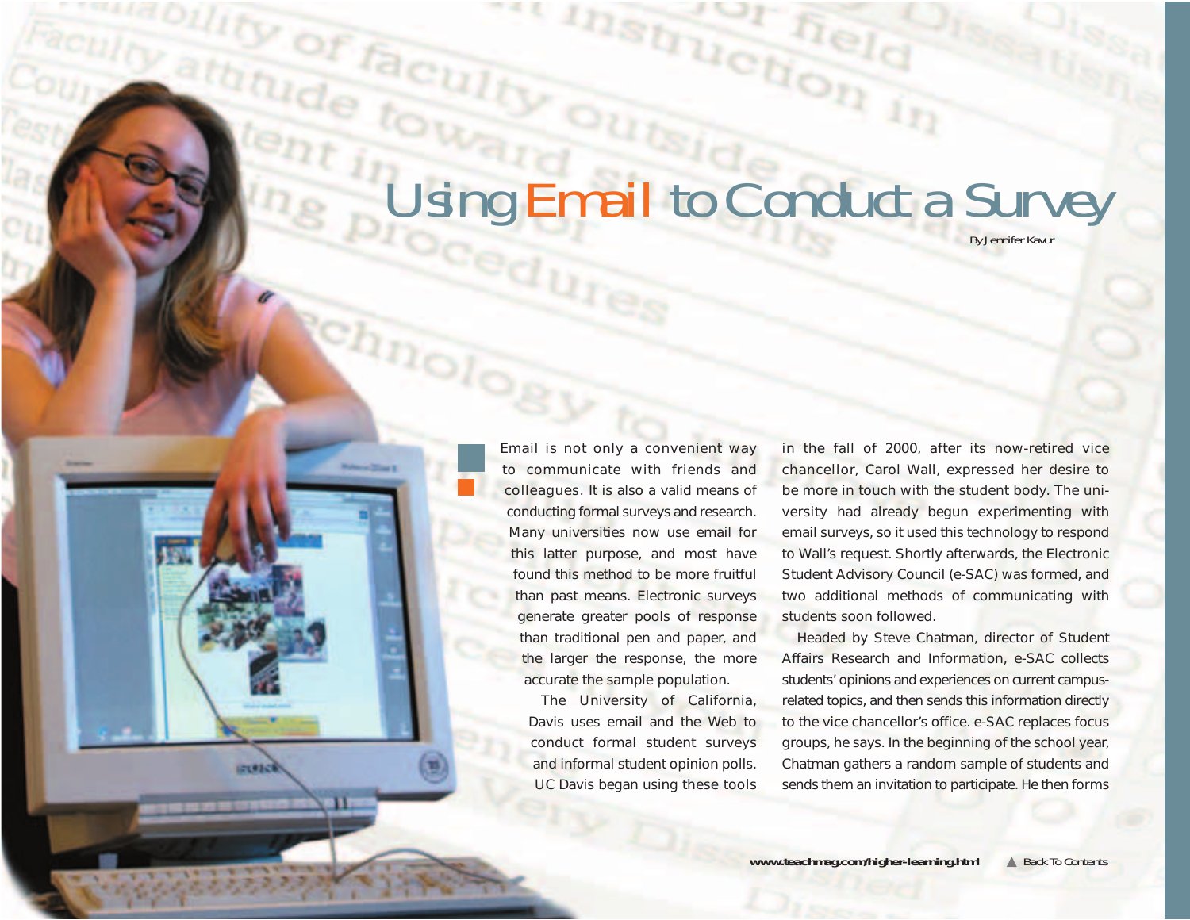# Using Email to Conduct a Survey

By Jennifer Kavur

Email is not only a convenient way to communicate with friends and colleagues. It is also a valid means of conducting formal surveys and research. Many universities now use email for this latter purpose, and most have found this method to be more fruitful than past means. Electronic surveys generate greater pools of response than traditional pen and paper, and the larger the response, the more accurate the sample population.

The University of California, Davis uses email and the Web to conduct formal student surveys and informal student opinion polls. UC Davis began using these tools in the fall of 2000, after its now-retired vice chancellor, Carol Wall, expressed her desire to be more in touch with the student body. The university had already begun experimenting with email surveys, so it used this technology to respond to Wall's request. Shortly afterwards, the Electronic Student Advisory Council (e-SAC) was formed, and two additional methods of communicating with students soon followed.

Headed by Steve Chatman, director of Student Affairs Research and Information, e-SAC collects students' opinions and experiences on current campus-related topics, and then sends this information directly to the vice chancellor's office. e-SAC replaces focus groups, he says. In the beginning of the school year, Chatman gathers a random sample of students and sends them an invitation to participate. He then forms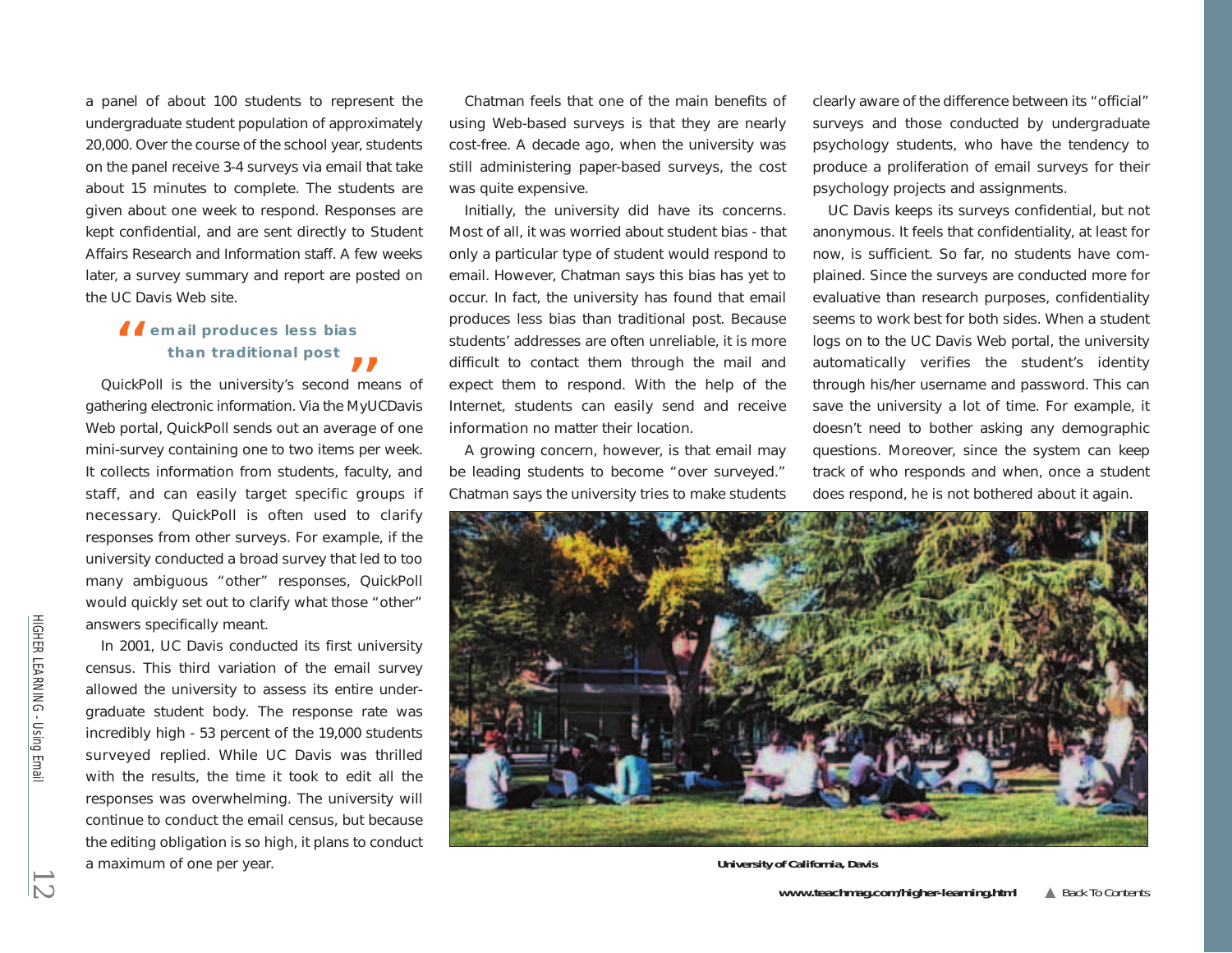a panel of about 100 students to represent the undergraduate student population of approximately 20,000. Over the course of the school year, students on the panel receive 3-4 surveys via email that take about 15 minutes to complete. The students are given about one week to respond. Responses are kept confidential, and are sent directly to Student Affairs Research and Information staff. A few weeks later, a survey summary and report are posted on the UC Davis Web site.

> **"email produces less bias than traditional post"**

QuickPoll is the university's second means of gathering electronic information. Via the MyUCDavis Web portal, QuickPoll sends out an average of one mini-survey containing one to two items per week. It collects information from students, faculty, and staff, and can easily target specific groups if necessary. QuickPoll is often used to clarify responses from other surveys. For example, if the university conducted a broad survey that led to too many ambiguous "other" responses, QuickPoll would quickly set out to clarify what those "other" answers specifically meant.

In 2001, UC Davis conducted its first university census. This third variation of the email survey allowed the university to assess its entire undergraduate student body. The response rate was incredibly high - 53 percent of the 19,000 students surveyed replied. While UC Davis was thrilled with the results, the time it took to edit all the responses was overwhelming. The university will continue to conduct the email census, but because the editing obligation is so high, it plans to conduct a maximum of one per year.

Chatman feels that one of the main benefits of using Web-based surveys is that they are nearly cost-free. A decade ago, when the university was still administering paper-based surveys, the cost was quite expensive.

Initially, the university did have its concerns. Most of all, it was worried about student bias - that only a particular type of student would respond to email. However, Chatman says this bias has yet to occur. In fact, the university has found that email produces less bias than traditional post. Because students' addresses are often unreliable, it is more difficult to contact them through the mail and expect them to respond. With the help of the Internet, students can easily send and receive information no matter their location.

A growing concern, however, is that email may be leading students to become "over surveyed." Chatman says the university tries to make students clearly aware of the difference between its "official" surveys and those conducted by undergraduate psychology students, who have the tendency to produce a proliferation of email surveys for their psychology projects and assignments.

UC Davis keeps its surveys confidential, but not anonymous. It feels that confidentiality, at least for now, is sufficient. So far, no students have complained. Since the surveys are conducted more for evaluative than research purposes, confidentiality seems to work best for both sides. When a student logs on to the UC Davis Web portal, the university automatically verifies the student's identity through his/her username and password. This can save the university a lot of time. For example, it doesn't need to bother asking any demographic questions. Moreover, since the system can keep track of who responds and when, once a student does respond, he is not bothered about it again.

**University of California, Davis**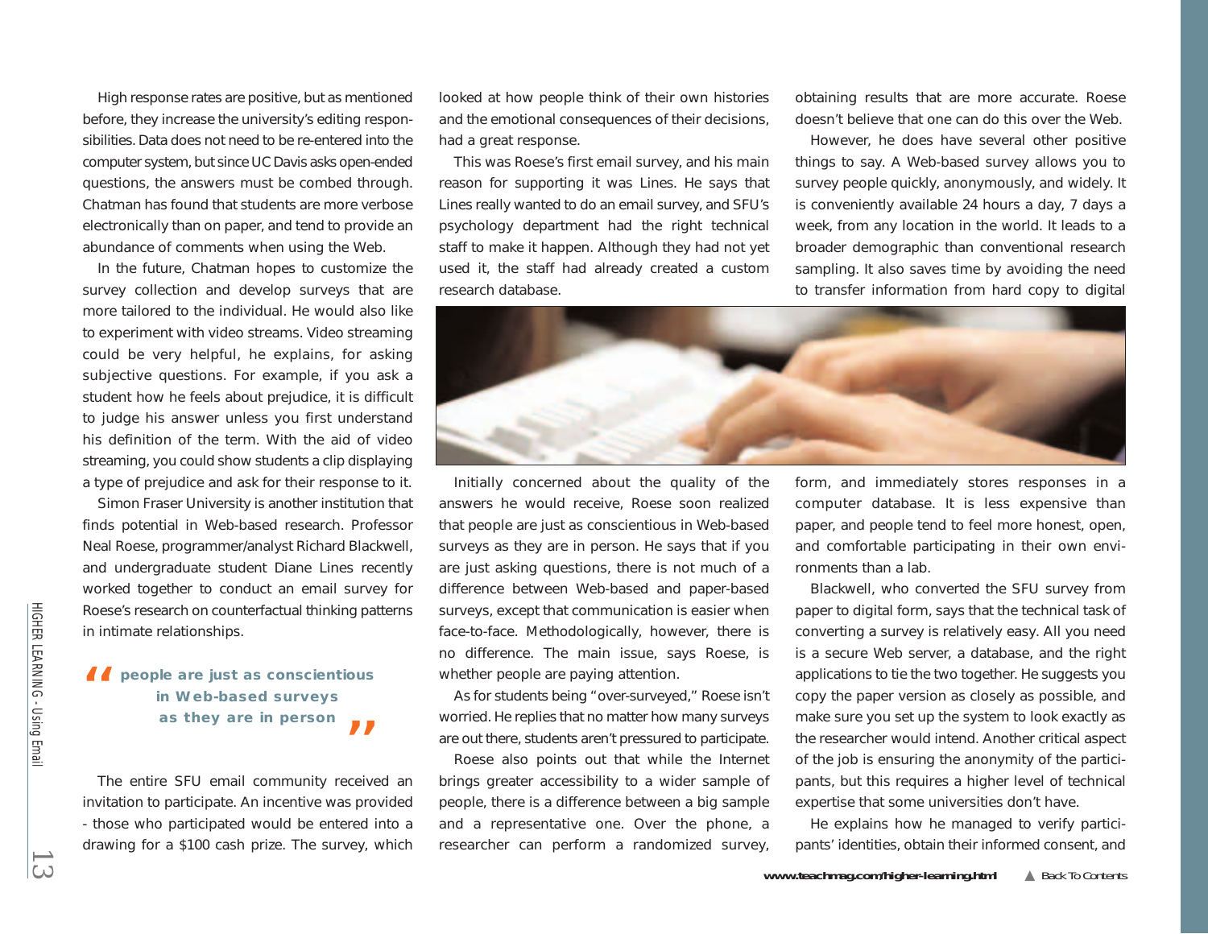High response rates are positive, but as mentioned before, they increase the university's editing responsibilities. Data does not need to be re-entered into the computer system, but since UC Davis asks open-ended questions, the answers must be combed through. Chatman has found that students are more verbose electronically than on paper, and tend to provide an abundance of comments when using the Web.

In the future, Chatman hopes to customize the survey collection and develop surveys that are more tailored to the individual. He would also like to experiment with video streams. Video streaming could be very helpful, he explains, for asking subjective questions. For example, if you ask a student how he feels about prejudice, it is difficult to judge his answer unless you first understand his definition of the term. With the aid of video streaming, you could show students a clip displaying a type of prejudice and ask for their response to it.

Simon Fraser University is another institution that finds potential in Web-based research. Professor Neal Roese, programmer/analyst Richard Blackwell, and undergraduate student Diane Lines recently worked together to conduct an email survey for Roese's research on counterfactual thinking patterns in intimate relationships.

> **"people are just as conscientious in Web-based surveys as they are in person"**

The entire SFU email community received an invitation to participate. An incentive was provided - those who participated would be entered into a drawing for a $100 cash prize. The survey, which looked at how people think of their own histories and the emotional consequences of their decisions, had a great response.

This was Roese's first email survey, and his main reason for supporting it was Lines. He says that Lines really wanted to do an email survey, and SFU's psychology department had the right technical staff to make it happen. Although they had not yet used it, the staff had already created a custom research database.

Initially concerned about the quality of the answers he would receive, Roese soon realized that people are just as conscientious in Web-based surveys as they are in person. He says that if you are just asking questions, there is not much of a difference between Web-based and paper-based surveys, except that communication is easier when face-to-face. Methodologically, however, there is no difference. The main issue, says Roese, is whether people are paying attention.

As for students being "over-surveyed," Roese isn't worried. He replies that no matter how many surveys are out there, students aren't pressured to participate.

Roese also points out that while the Internet brings greater accessibility to a wider sample of people, there is a difference between a big sample and a representative one. Over the phone, a researcher can perform a randomized survey, obtaining results that are more accurate. Roese doesn't believe that one can do this over the Web.

However, he does have several other positive things to say. A Web-based survey allows you to survey people quickly, anonymously, and widely. It is conveniently available 24 hours a day, 7 days a week, from any location in the world. It leads to a broader demographic than conventional research sampling. It also saves time by avoiding the need to transfer information from hard copy to digital form, and immediately stores responses in a computer database. It is less expensive than paper, and people tend to feel more honest, open, and comfortable participating in their own environments than a lab.

Blackwell, who converted the SFU survey from paper to digital form, says that the technical task of converting a survey is relatively easy. All you need is a secure Web server, a database, and the right applications to tie the two together. He suggests you copy the paper version as closely as possible, and make sure you set up the system to look exactly as the researcher would intend. Another critical aspect of the job is ensuring the anonymity of the participants, but this requires a higher level of technical expertise that some universities don't have.

He explains how he managed to verify participants' identities, obtain their informed consent, and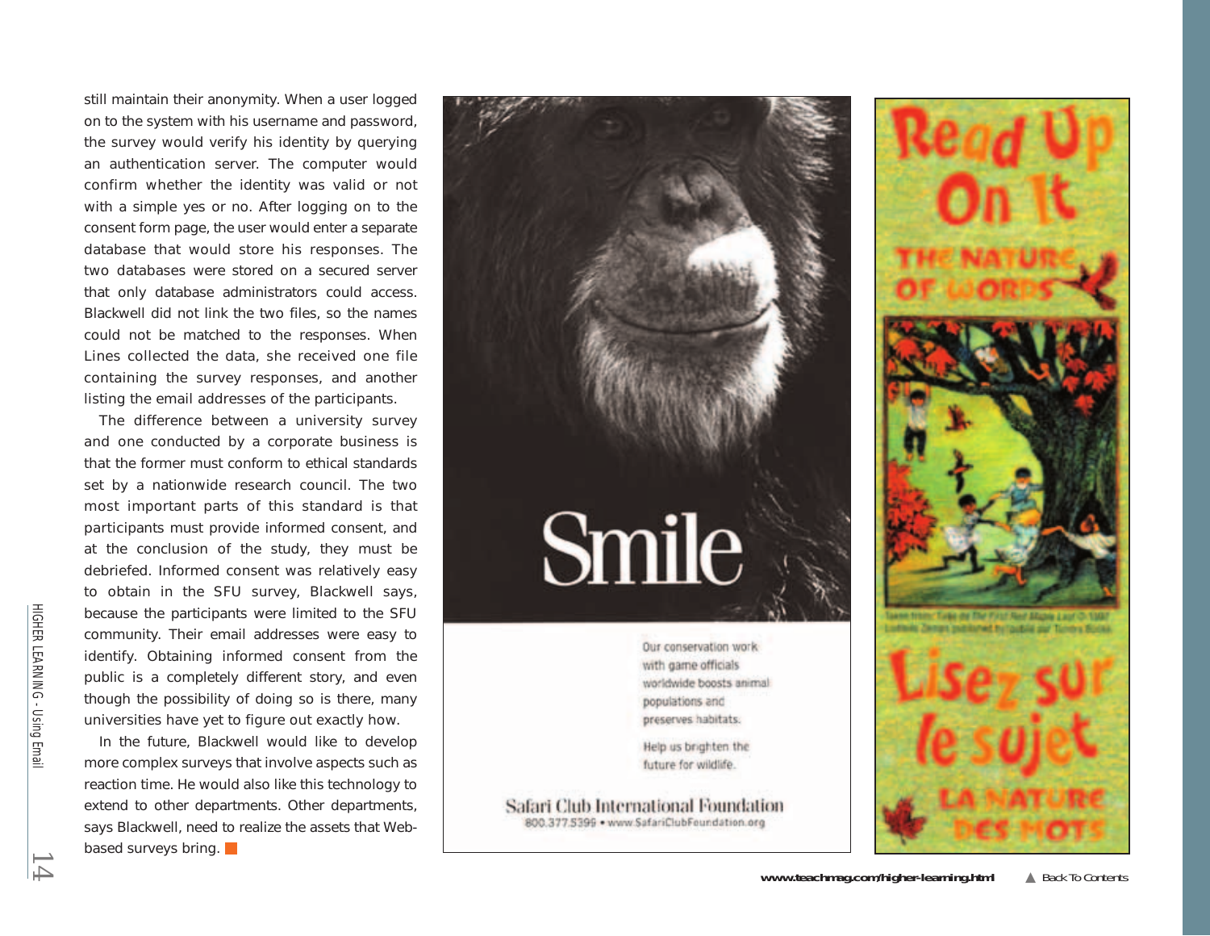still maintain their anonymity. When a user logged on to the system with his username and password, the survey would verify his identity by querying an authentication server. The computer would confirm whether the identity was valid or not with a simple yes or no. After logging on to the consent form page, the user would enter a separate database that would store his responses. The two databases were stored on a secured server that only database administrators could access. Blackwell did not link the two files, so the names could not be matched to the responses. When Lines collected the data, she received one file containing the survey responses, and another listing the email addresses of the participants.

The difference between a university survey and one conducted by a corporate business is that the former must conform to ethical standards set by a nationwide research council. The two most important parts of this standard is that participants must provide informed consent, and at the conclusion of the study, they must be debriefed. Informed consent was relatively easy to obtain in the SFU survey, Blackwell says, because the participants were limited to the SFU community. Their email addresses were easy to identify. Obtaining informed consent from the public is a completely different story, and even though the possibility of doing so is there, many universities have yet to figure out exactly how.

In the future, Blackwell would like to develop more complex surveys that involve aspects such as reaction time. He would also like this technology to extend to other departments. Other departments, says Blackwell, need to realize the assets that Web-based surveys bring. ■

Smile

Our conservation work with game officials worldwide boosts animal populations and preserves habitats.

Help us brighten the future for wildlife.

Safari Club International Foundation
800.377.5399 • www.SafariClubFoundation.org

Read Up On It
THE NATURE OF WORDS

Lisez sur le sujet
LA NATURE DES MOTS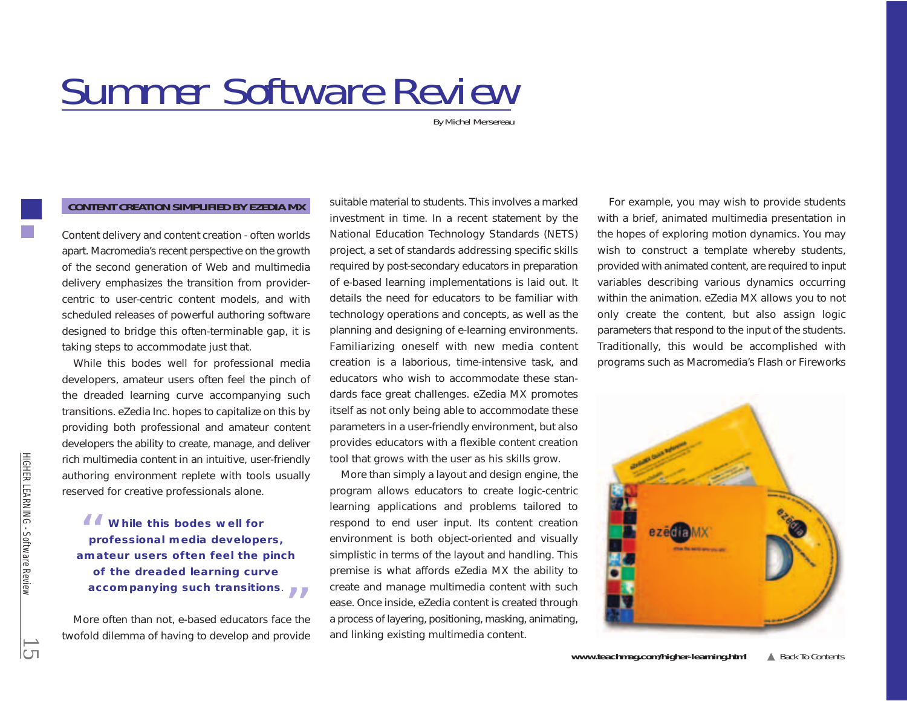# Summer Software Review

By Michel Mersereau

**CONTENT CREATION SIMPLIFIED BY EZEDIA MX**

Content delivery and content creation - often worlds apart. Macromedia's recent perspective on the growth of the second generation of Web and multimedia delivery emphasizes the transition from provider-centric to user-centric content models, and with scheduled releases of powerful authoring software designed to bridge this often-terminable gap, it is taking steps to accommodate just that.

While this bodes well for professional media developers, amateur users often feel the pinch of the dreaded learning curve accompanying such transitions. eZedia Inc. hopes to capitalize on this by providing both professional and amateur content developers the ability to create, manage, and deliver rich multimedia content in an intuitive, user-friendly authoring environment replete with tools usually reserved for creative professionals alone.

> **"While this bodes well for professional media developers, amateur users often feel the pinch of the dreaded learning curve accompanying such transitions."**

More often than not, e-based educators face the twofold dilemma of having to develop and provide suitable material to students. This involves a marked investment in time. In a recent statement by the National Education Technology Standards (NETS) project, a set of standards addressing specific skills required by post-secondary educators in preparation of e-based learning implementations is laid out. It details the need for educators to be familiar with technology operations and concepts, as well as the planning and designing of e-learning environments. Familiarizing oneself with new media content creation is a laborious, time-intensive task, and educators who wish to accommodate these standards face great challenges. eZedia MX promotes itself as not only being able to accommodate these parameters in a user-friendly environment, but also provides educators with a flexible content creation tool that grows with the user as his skills grow.

More than simply a layout and design engine, the program allows educators to create logic-centric learning applications and problems tailored to respond to end user input. Its content creation environment is both object-oriented and visually simplistic in terms of the layout and handling. This premise is what affords eZedia MX the ability to create and manage multimedia content with such ease. Once inside, eZedia content is created through a process of layering, positioning, masking, animating, and linking existing multimedia content.

For example, you may wish to provide students with a brief, animated multimedia presentation in the hopes of exploring motion dynamics. You may wish to construct a template whereby students, provided with animated content, are required to input variables describing various dynamics occurring within the animation. eZedia MX allows you to not only create the content, but also assign logic parameters that respond to the input of the students. Traditionally, this would be accomplished with programs such as Macromedia's Flash or Fireworks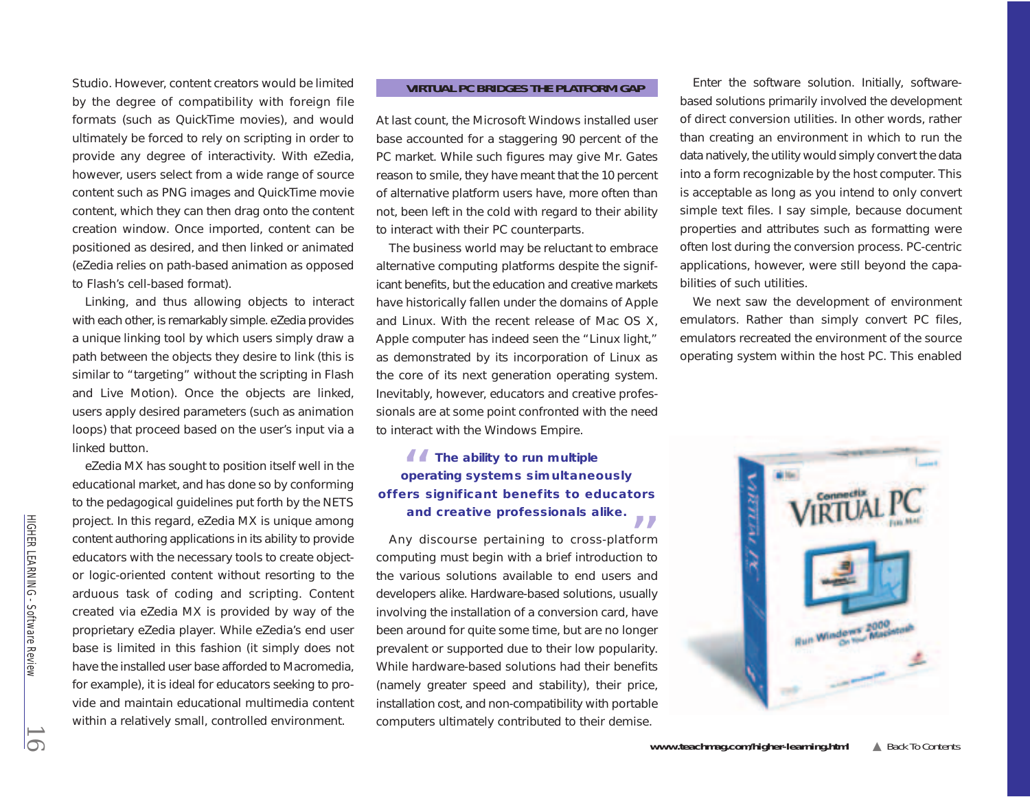Studio. However, content creators would be limited by the degree of compatibility with foreign file formats (such as QuickTime movies), and would ultimately be forced to rely on scripting in order to provide any degree of interactivity. With eZedia, however, users select from a wide range of source content such as PNG images and QuickTime movie content, which they can then drag onto the content creation window. Once imported, content can be positioned as desired, and then linked or animated (eZedia relies on path-based animation as opposed to Flash's cell-based format).

Linking, and thus allowing objects to interact with each other, is remarkably simple. eZedia provides a unique linking tool by which users simply draw a path between the objects they desire to link (this is similar to "targeting" without the scripting in Flash and Live Motion). Once the objects are linked, users apply desired parameters (such as animation loops) that proceed based on the user's input via a linked button.

eZedia MX has sought to position itself well in the educational market, and has done so by conforming to the pedagogical guidelines put forth by the NETS project. In this regard, eZedia MX is unique among content authoring applications in its ability to provide educators with the necessary tools to create object- or logic-oriented content without resorting to the arduous task of coding and scripting. Content created via eZedia MX is provided by way of the proprietary eZedia player. While eZedia's end user base is limited in this fashion (it simply does not have the installed user base afforded to Macromedia, for example), it is ideal for educators seeking to provide and maintain educational multimedia content within a relatively small, controlled environment.

## VIRTUAL PC BRIDGES THE PLATFORM GAP

At last count, the Microsoft Windows installed user base accounted for a staggering 90 percent of the PC market. While such figures may give Mr. Gates reason to smile, they have meant that the 10 percent of alternative platform users have, more often than not, been left in the cold with regard to their ability to interact with their PC counterparts.

The business world may be reluctant to embrace alternative computing platforms despite the significant benefits, but the education and creative markets have historically fallen under the domains of Apple and Linux. With the recent release of Mac OS X, Apple computer has indeed seen the "Linux light," as demonstrated by its incorporation of Linux as the core of its next generation operating system. Inevitably, however, educators and creative professionals are at some point confronted with the need to interact with the Windows Empire.

> **"The ability to run multiple operating systems simultaneously offers significant benefits to educators and creative professionals alike."**

Any discourse pertaining to cross-platform computing must begin with a brief introduction to the various solutions available to end users and developers alike. Hardware-based solutions, usually involving the installation of a conversion card, have been around for quite some time, but are no longer prevalent or supported due to their low popularity. While hardware-based solutions had their benefits (namely greater speed and stability), their price, installation cost, and non-compatibility with portable computers ultimately contributed to their demise.

Enter the software solution. Initially, software-based solutions primarily involved the development of direct conversion utilities. In other words, rather than creating an environment in which to run the data natively, the utility would simply convert the data into a form recognizable by the host computer. This is acceptable as long as you intend to only convert simple text files. I say simple, because document properties and attributes such as formatting were often lost during the conversion process. PC-centric applications, however, were still beyond the capabilities of such utilities.

We next saw the development of environment emulators. Rather than simply convert PC files, emulators recreated the environment of the source operating system within the host PC. This enabled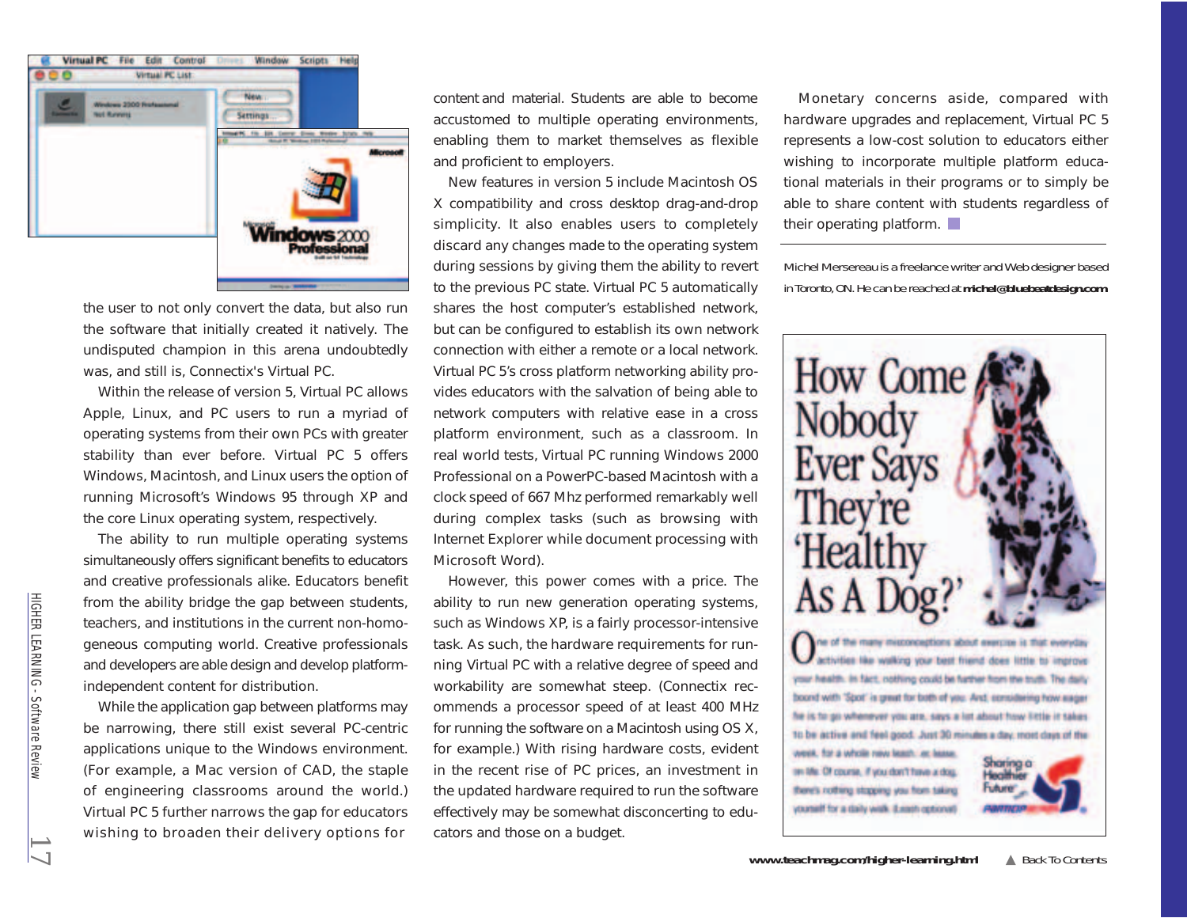the user to not only convert the data, but also run the software that initially created it natively. The undisputed champion in this arena undoubtedly was, and still is, Connectix's Virtual PC.

Within the release of version 5, Virtual PC allows Apple, Linux, and PC users to run a myriad of operating systems from their own PCs with greater stability than ever before. Virtual PC 5 offers Windows, Macintosh, and Linux users the option of running Microsoft's Windows 95 through XP and the core Linux operating system, respectively.

The ability to run multiple operating systems simultaneously offers significant benefits to educators and creative professionals alike. Educators benefit from the ability bridge the gap between students, teachers, and institutions in the current non-homogeneous computing world. Creative professionals and developers are able design and develop platform-independent content for distribution.

While the application gap between platforms may be narrowing, there still exist several PC-centric applications unique to the Windows environment. (For example, a Mac version of CAD, the staple of engineering classrooms around the world.) Virtual PC 5 further narrows the gap for educators wishing to broaden their delivery options for content and material. Students are able to become accustomed to multiple operating environments, enabling them to market themselves as flexible and proficient to employers.

New features in version 5 include Macintosh OS X compatibility and cross desktop drag-and-drop simplicity. It also enables users to completely discard any changes made to the operating system during sessions by giving them the ability to revert to the previous PC state. Virtual PC 5 automatically shares the host computer's established network, but can be configured to establish its own network connection with either a remote or a local network. Virtual PC 5's cross platform networking ability provides educators with the salvation of being able to network computers with relative ease in a cross platform environment, such as a classroom. In real world tests, Virtual PC running Windows 2000 Professional on a PowerPC-based Macintosh with a clock speed of 667 Mhz performed remarkably well during complex tasks (such as browsing with Internet Explorer while document processing with Microsoft Word).

However, this power comes with a price. The ability to run new generation operating systems, such as Windows XP, is a fairly processor-intensive task. As such, the hardware requirements for running Virtual PC with a relative degree of speed and workability are somewhat steep. (Connectix recommends a processor speed of at least 400 MHz for running the software on a Macintosh using OS X, for example.) With rising hardware costs, evident in the recent rise of PC prices, an investment in the updated hardware required to run the software effectively may be somewhat disconcerting to educators and those on a budget.

Monetary concerns aside, compared with hardware upgrades and replacement, Virtual PC 5 represents a low-cost solution to educators either wishing to incorporate multiple platform educational materials in their programs or to simply be able to share content with students regardless of their operating platform.

---

Michel Mersereau is a freelance writer and Web designer based in Toronto, ON. He can be reached at **michel@bluebeatdesign.com**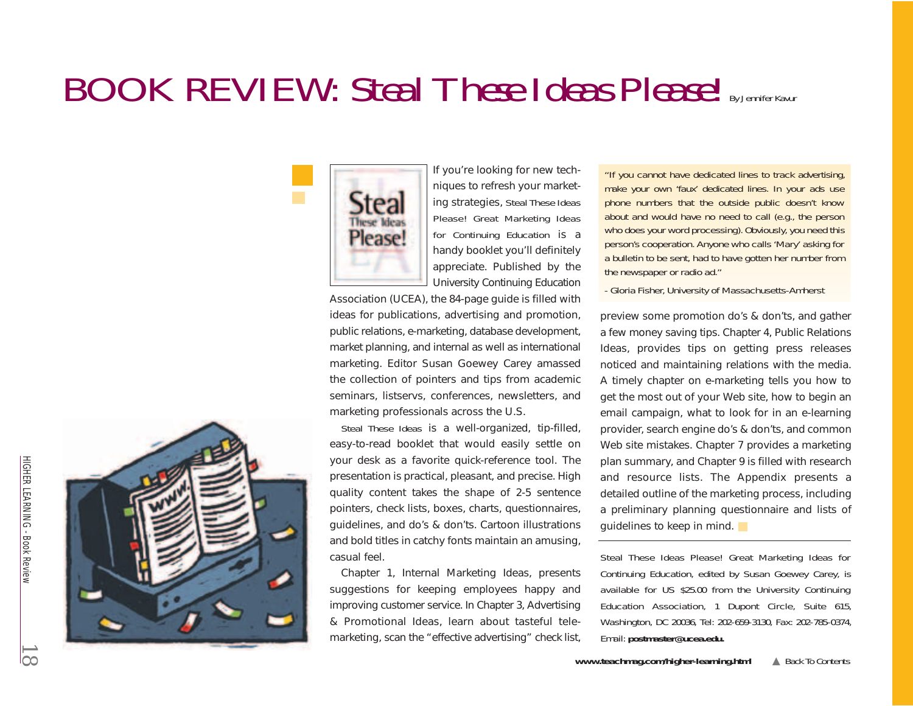# BOOK REVIEW: Steal These Ideas Please!

By Jennifer Kavur

If you're looking for new techniques to refresh your marketing strategies, *Steal These Ideas Please! Great Marketing Ideas for Continuing Education* is a handy booklet you'll definitely appreciate. Published by the University Continuing Education Association (UCEA), the 84-page guide is filled with ideas for publications, advertising and promotion, public relations, e-marketing, database development, market planning, and internal as well as international marketing. Editor Susan Goewey Carey amassed the collection of pointers and tips from academic seminars, listservs, conferences, newsletters, and marketing professionals across the U.S.

*Steal These Ideas* is a well-organized, tip-filled, easy-to-read booklet that would easily settle on your desk as a favorite quick-reference tool. The presentation is practical, pleasant, and precise. High quality content takes the shape of 2-5 sentence pointers, check lists, boxes, charts, questionnaires, guidelines, and do's & don'ts. Cartoon illustrations and bold titles in catchy fonts maintain an amusing, casual feel.

Chapter 1, Internal Marketing Ideas, presents suggestions for keeping employees happy and improving customer service. In Chapter 3, Advertising & Promotional Ideas, learn about tasteful telemarketing, scan the "effective advertising" check list, preview some promotion do's & don'ts, and gather a few money saving tips. Chapter 4, Public Relations Ideas, provides tips on getting press releases noticed and maintaining relations with the media. A timely chapter on e-marketing tells you how to get the most out of your Web site, how to begin an email campaign, what to look for in an e-learning provider, search engine do's & don'ts, and common Web site mistakes. Chapter 7 provides a marketing plan summary, and Chapter 9 is filled with research and resource lists. The Appendix presents a detailed outline of the marketing process, including a preliminary planning questionnaire and lists of guidelines to keep in mind.

> "If you cannot have dedicated lines to track advertising, make your own 'faux' dedicated lines. In your ads use phone numbers that the outside public doesn't know about and would have no need to call (e.g., the person who does your word processing). Obviously, you need this person's cooperation. Anyone who calls 'Mary' asking for a bulletin to be sent, had to have gotten her number from the newspaper or radio ad."
>
> - Gloria Fisher, University of Massachusetts-Amherst

---

*Steal These Ideas Please! Great Marketing Ideas for Continuing Education*, edited by Susan Goewey Carey, is available for US $25.00 from the University Continuing Education Association, 1 Dupont Circle, Suite 615, Washington, DC 20036, Tel: 202-659-3130, Fax: 202-785-0374, Email: **postmaster@ucea.edu.**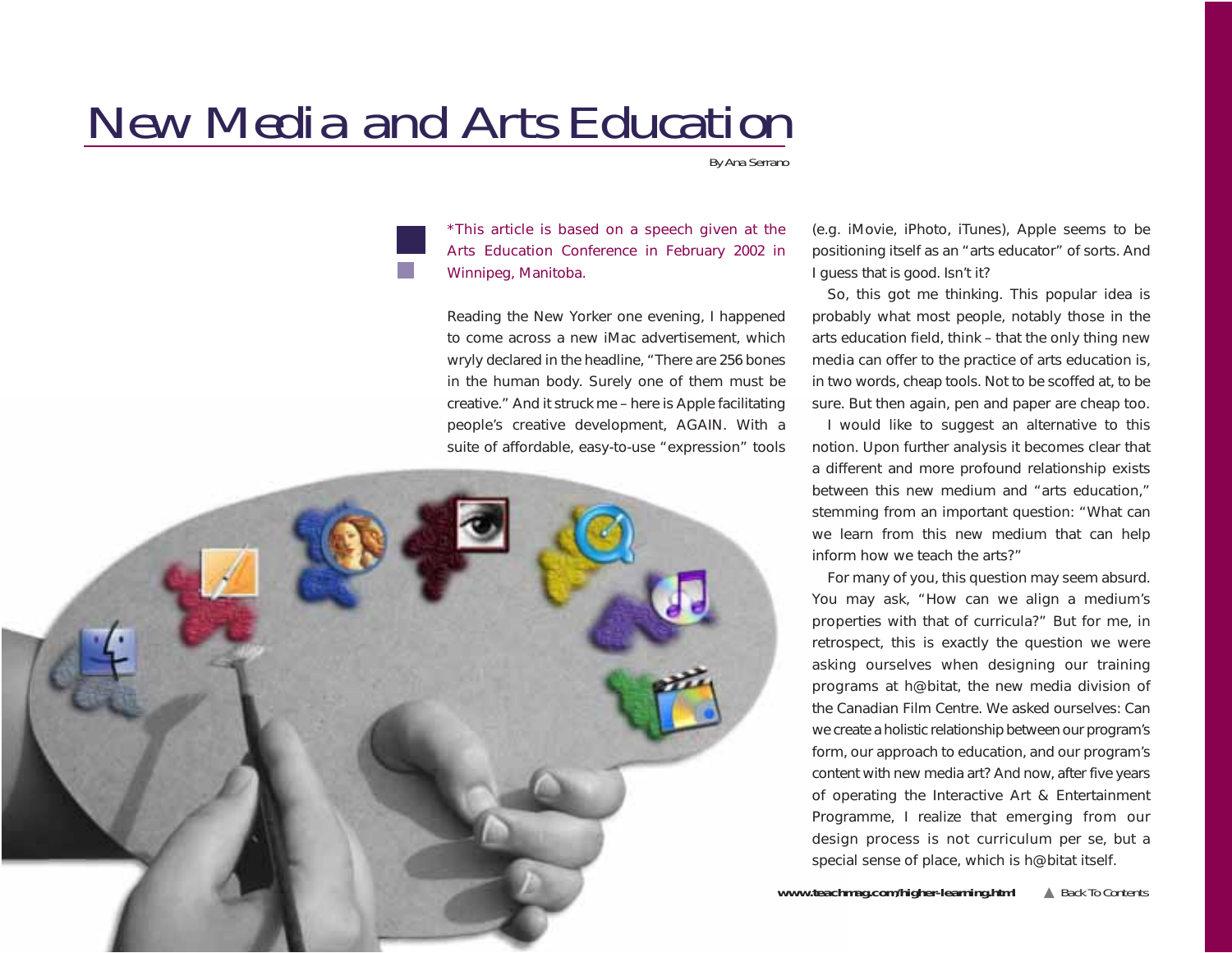# New Media and Arts Education

By Ana Serrano

*This article is based on a speech given at the Arts Education Conference in February 2002 in Winnipeg, Manitoba.

Reading the New Yorker one evening, I happened to come across a new iMac advertisement, which wryly declared in the headline, "There are 256 bones in the human body. Surely one of them must be creative." And it struck me – here is Apple facilitating people's creative development, AGAIN. With a suite of affordable, easy-to-use "expression" tools (e.g. iMovie, iPhoto, iTunes), Apple seems to be positioning itself as an "arts educator" of sorts. And I guess that is good. Isn't it?

So, this got me thinking. This popular idea is probably what most people, notably those in the arts education field, think – that the only thing new media can offer to the practice of arts education is, in two words, cheap tools. Not to be scoffed at, to be sure. But then again, pen and paper are cheap too.

I would like to suggest an alternative to this notion. Upon further analysis it becomes clear that a different and more profound relationship exists between this new medium and "arts education," stemming from an important question: "What can we learn from this new medium that can help inform how we teach the arts?"

For many of you, this question may seem absurd. You may ask, "How can we align a medium's properties with that of curricula?" But for me, in retrospect, this is exactly the question we were asking ourselves when designing our training programs at h@bitat, the new media division of the Canadian Film Centre. We asked ourselves: Can we create a holistic relationship between our program's form, our approach to education, and our program's content with new media art? And now, after five years of operating the Interactive Art & Entertainment Programme, I realize that emerging from our design process is not curriculum per se, but a special sense of place, which is h@bitat itself.

www.teachmag.com/higher-learning.html ▲ Back To Contents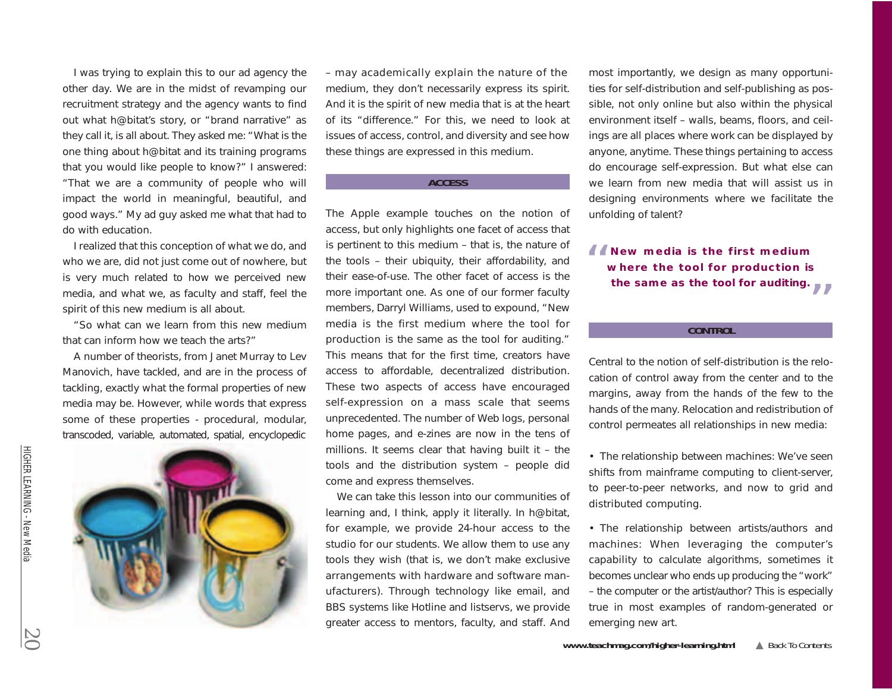I was trying to explain this to our ad agency the other day. We are in the midst of revamping our recruitment strategy and the agency wants to find out what h@bitat's story, or "brand narrative" as they call it, is all about. They asked me: "What is the one thing about h@bitat and its training programs that you would like people to know?" I answered: "That we are a community of people who will impact the world in meaningful, beautiful, and good ways." My ad guy asked me what that had to do with education.

I realized that this conception of what we do, and who we are, did not just come out of nowhere, but is very much related to how we perceived new media, and what we, as faculty and staff, feel the spirit of this new medium is all about.

"So what can we learn from this new medium that can inform how we teach the arts?"

A number of theorists, from Janet Murray to Lev Manovich, have tackled, and are in the process of tackling, exactly what the formal properties of new media may be. However, while words that express some of these properties - procedural, modular, transcoded, variable, automated, spatial, encyclopedic – may academically explain the nature of the medium, they don't necessarily express its spirit. And it is the spirit of new media that is at the heart of its "difference." For this, we need to look at issues of access, control, and diversity and see how these things are expressed in this medium.

## ACCESS

The Apple example touches on the notion of access, but only highlights one facet of access that is pertinent to this medium – that is, the nature of the tools – their ubiquity, their affordability, and their ease-of-use. The other facet of access is the more important one. As one of our former faculty members, Darryl Williams, used to expound, "New media is the first medium where the tool for production is the same as the tool for auditing." This means that for the first time, creators have access to affordable, decentralized distribution. These two aspects of access have encouraged self-expression on a mass scale that seems unprecedented. The number of Web logs, personal home pages, and e-zines are now in the tens of millions. It seems clear that having built it – the tools and the distribution system – people did come and express themselves.

We can take this lesson into our communities of learning and, I think, apply it literally. In h@bitat, for example, we provide 24-hour access to the studio for our students. We allow them to use any tools they wish (that is, we don't make exclusive arrangements with hardware and software manufacturers). Through technology like email, and BBS systems like Hotline and listservs, we provide greater access to mentors, faculty, and staff. And most importantly, we design as many opportunities for self-distribution and self-publishing as possible, not only online but also within the physical environment itself – walls, beams, floors, and ceilings are all places where work can be displayed by anyone, anytime. These things pertaining to access do encourage self-expression. But what else can we learn from new media that will assist us in designing environments where we facilitate the unfolding of talent?

> **"New media is the first medium where the tool for production is the same as the tool for auditing."**

## CONTROL

Central to the notion of self-distribution is the relocation of control away from the center and to the margins, away from the hands of the few to the hands of the many. Relocation and redistribution of control permeates all relationships in new media:

- The relationship between machines: We've seen shifts from mainframe computing to client-server, to peer-to-peer networks, and now to grid and distributed computing.

- The relationship between artists/authors and machines: When leveraging the computer's capability to calculate algorithms, sometimes it becomes unclear who ends up producing the "work" – the computer or the artist/author? This is especially true in most examples of random-generated or emerging new art.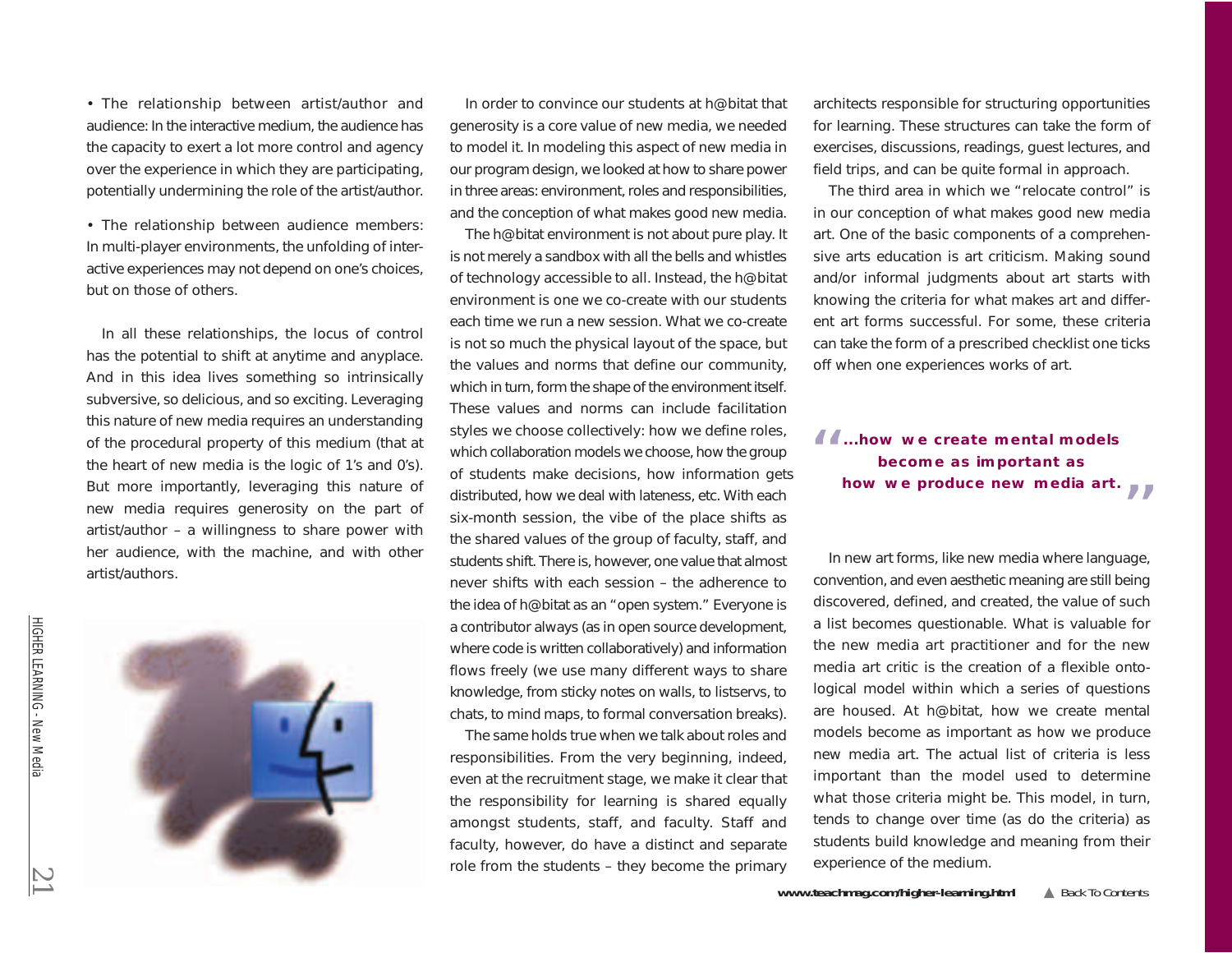• The relationship between artist/author and audience: In the interactive medium, the audience has the capacity to exert a lot more control and agency over the experience in which they are participating, potentially undermining the role of the artist/author.

• The relationship between audience members: In multi-player environments, the unfolding of interactive experiences may not depend on one's choices, but on those of others.

In all these relationships, the locus of control has the potential to shift at anytime and anyplace. And in this idea lives something so intrinsically subversive, so delicious, and so exciting. Leveraging this nature of new media requires an understanding of the procedural property of this medium (that at the heart of new media is the logic of 1's and 0's). But more importantly, leveraging this nature of new media requires generosity on the part of artist/author – a willingness to share power with her audience, with the machine, and with other artist/authors.

In order to convince our students at h@bitat that generosity is a core value of new media, we needed to model it. In modeling this aspect of new media in our program design, we looked at how to share power in three areas: environment, roles and responsibilities, and the conception of what makes good new media.

The h@bitat environment is not about pure play. It is not merely a sandbox with all the bells and whistles of technology accessible to all. Instead, the h@bitat environment is one we co-create with our students each time we run a new session. What we co-create is not so much the physical layout of the space, but the values and norms that define our community, which in turn, form the shape of the environment itself. These values and norms can include facilitation styles we choose collectively: how we define roles, which collaboration models we choose, how the group of students make decisions, how information gets distributed, how we deal with lateness, etc. With each six-month session, the vibe of the place shifts as the shared values of the group of faculty, staff, and students shift. There is, however, one value that almost never shifts with each session – the adherence to the idea of h@bitat as an "open system." Everyone is a contributor always (as in open source development, where code is written collaboratively) and information flows freely (we use many different ways to share knowledge, from sticky notes on walls, to listservs, to chats, to mind maps, to formal conversation breaks).

The same holds true when we talk about roles and responsibilities. From the very beginning, indeed, even at the recruitment stage, we make it clear that the responsibility for learning is shared equally amongst students, staff, and faculty. Staff and faculty, however, do have a distinct and separate role from the students – they become the primary architects responsible for structuring opportunities for learning. These structures can take the form of exercises, discussions, readings, guest lectures, and field trips, and can be quite formal in approach.

The third area in which we "relocate control" is in our conception of what makes good new media art. One of the basic components of a comprehensive arts education is art criticism. Making sound and/or informal judgments about art starts with knowing the criteria for what makes art and different art forms successful. For some, these criteria can take the form of a prescribed checklist one ticks off when one experiences works of art.

> **"...how we create mental models become as important as how we produce new media art."**

In new art forms, like new media where language, convention, and even aesthetic meaning are still being discovered, defined, and created, the value of such a list becomes questionable. What is valuable for the new media art practitioner and for the new media art critic is the creation of a flexible ontological model within which a series of questions are housed. At h@bitat, how we create mental models become as important as how we produce new media art. The actual list of criteria is less important than the model used to determine what those criteria might be. This model, in turn, tends to change over time (as do the criteria) as students build knowledge and meaning from their experience of the medium.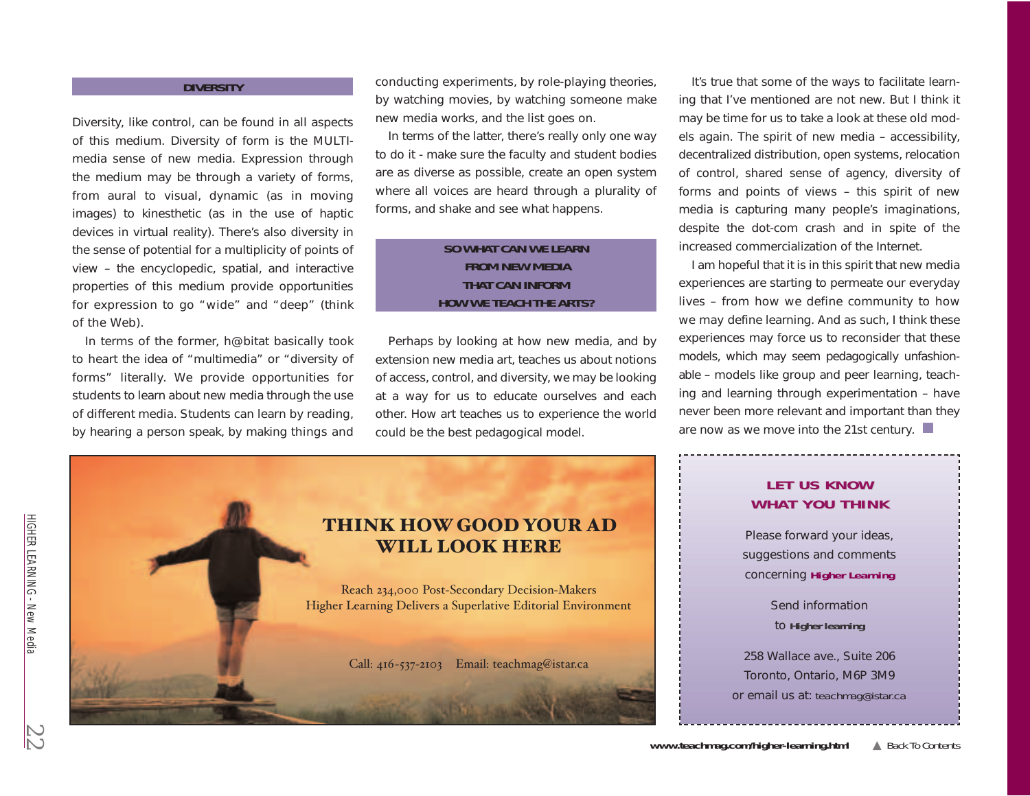## DIVERSITY

Diversity, like control, can be found in all aspects of this medium. Diversity of form is the MULTI-media sense of new media. Expression through the medium may be through a variety of forms, from aural to visual, dynamic (as in moving images) to kinesthetic (as in the use of haptic devices in virtual reality). There's also diversity in the sense of potential for a multiplicity of points of view – the encyclopedic, spatial, and interactive properties of this medium provide opportunities for expression to go "wide" and "deep" (think of the Web).

In terms of the former, h@bitat basically took to heart the idea of "multimedia" or "diversity of forms" literally. We provide opportunities for students to learn about new media through the use of different media. Students can learn by reading, by hearing a person speak, by making things and conducting experiments, by role-playing theories, by watching movies, by watching someone make new media works, and the list goes on.

In terms of the latter, there's really only one way to do it - make sure the faculty and student bodies are as diverse as possible, create an open system where all voices are heard through a plurality of forms, and shake and see what happens.

## SO WHAT CAN WE LEARN FROM NEW MEDIA THAT CAN INFORM HOW WE TEACH THE ARTS?

Perhaps by looking at how new media, and by extension new media art, teaches us about notions of access, control, and diversity, we may be looking at a way for us to educate ourselves and each other. How art teaches us to experience the world could be the best pedagogical model.

It's true that some of the ways to facilitate learning that I've mentioned are not new. But I think it may be time for us to take a look at these old models again. The spirit of new media – accessibility, decentralized distribution, open systems, relocation of control, shared sense of agency, diversity of forms and points of views – this spirit of new media is capturing many people's imaginations, despite the dot-com crash and in spite of the increased commercialization of the Internet.

I am hopeful that it is in this spirit that new media experiences are starting to permeate our everyday lives – from how we define community to how we may define learning. And as such, I think these experiences may force us to reconsider that these models, which may seem pedagogically unfashionable – models like group and peer learning, teaching and learning through experimentation – have never been more relevant and important than they are now as we move into the 21st century.

**THINK HOW GOOD YOUR AD WILL LOOK HERE**

Reach 234,000 Post-Secondary Decision-Makers
Higher Learning Delivers a Superlative Editorial Environment

Call: 416-537-2103 Email: teachmag@istar.ca

**LET US KNOW WHAT YOU THINK**

Please forward your ideas, suggestions and comments concerning **Higher Learning**

Send information to **Higher learning**

258 Wallace ave., Suite 206
Toronto, Ontario, M6P 3M9
or email us at: teachmag@istar.ca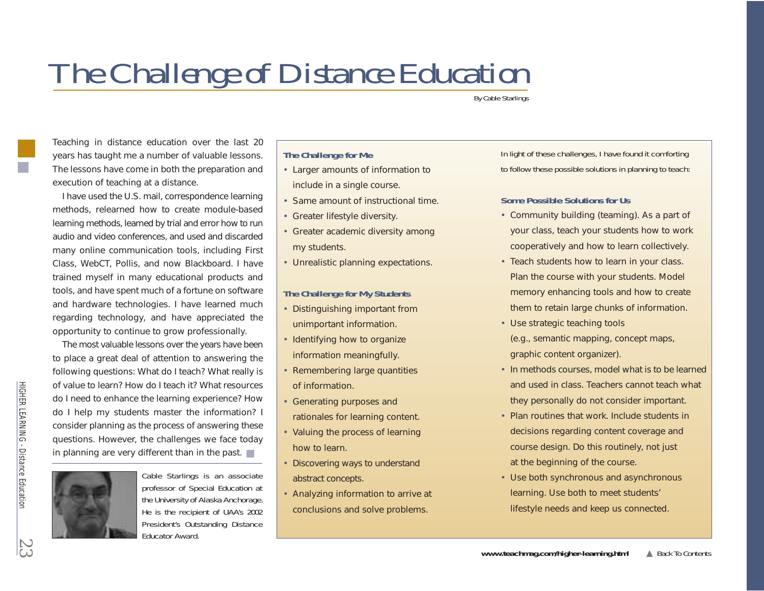# The Challenge of Distance Education

By Cable Starlings

Teaching in distance education over the last 20 years has taught me a number of valuable lessons. The lessons have come in both the preparation and execution of teaching at a distance.

I have used the U.S. mail, correspondence learning methods, relearned how to create module-based learning methods, learned by trial and error how to run audio and video conferences, and used and discarded many online communication tools, including First Class, WebCT, Pollis, and now Blackboard. I have trained myself in many educational products and tools, and have spent much of a fortune on software and hardware technologies. I have learned much regarding technology, and have appreciated the opportunity to continue to grow professionally.

The most valuable lessons over the years have been to place a great deal of attention to answering the following questions: What do I teach? What really is of value to learn? How do I teach it? What resources do I need to enhance the learning experience? How do I help my students master the information? I consider planning as the process of answering these questions. However, the challenges we face today in planning are very different than in the past.

Cable Starlings is an associate professor of Special Education at the University of Alaska Anchorage. He is the recipient of UAA's 2002 President's Outstanding Distance Educator Award.

### The Challenge for Me

- Larger amounts of information to include in a single course.
- Same amount of instructional time.
- Greater lifestyle diversity.
- Greater academic diversity among my students.
- Unrealistic planning expectations.

### The Challenge for My Students

- Distinguishing important from unimportant information.
- Identifying how to organize information meaningfully.
- Remembering large quantities of information.
- Generating purposes and rationales for learning content.
- Valuing the process of learning how to learn.
- Discovering ways to understand abstract concepts.
- Analyzing information to arrive at conclusions and solve problems.

In light of these challenges, I have found it comforting to follow these possible solutions in planning to teach:

### Some Possible Solutions for Us

- Community building (teaming). As a part of your class, teach your students how to work cooperatively and how to learn collectively.
- Teach students how to learn in your class. Plan the course with your students. Model memory enhancing tools and how to create them to retain large chunks of information.
- Use strategic teaching tools (e.g., semantic mapping, concept maps, graphic content organizer).
- In methods courses, model what is to be learned and used in class. Teachers cannot teach what they personally do not consider important.
- Plan routines that work. Include students in decisions regarding content coverage and course design. Do this routinely, not just at the beginning of the course.
- Use both synchronous and asynchronous learning. Use both to meet students' lifestyle needs and keep us connected.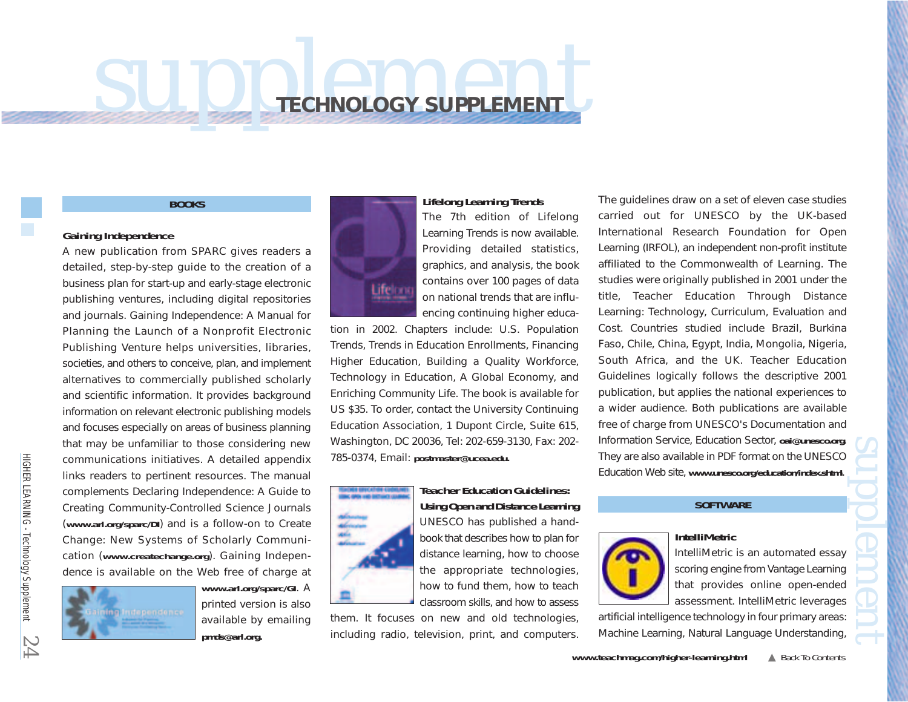# TECHNOLOGY SUPPLEMENT

## BOOKS

### Gaining Independence

A new publication from SPARC gives readers a detailed, step-by-step guide to the creation of a business plan for start-up and early-stage electronic publishing ventures, including digital repositories and journals. Gaining Independence: A Manual for Planning the Launch of a Nonprofit Electronic Publishing Venture helps universities, libraries, societies, and others to conceive, plan, and implement alternatives to commercially published scholarly and scientific information. It provides background information on relevant electronic publishing models and focuses especially on areas of business planning that may be unfamiliar to those considering new communications initiatives. A detailed appendix links readers to pertinent resources. The manual complements Declaring Independence: A Guide to Creating Community-Controlled Science Journals (**www.arl.org/sparc/DI**) and is a follow-on to Create Change: New Systems of Scholarly Communication (**www.createchange.org**). Gaining Independence is available on the Web free of charge at **www.arl.org/sparc/GI**. A printed version is also available by emailing **pmds@arl.org**.

### Lifelong Learning Trends

The 7th edition of Lifelong Learning Trends is now available. Providing detailed statistics, graphics, and analysis, the book contains over 100 pages of data on national trends that are influencing continuing higher education in 2002. Chapters include: U.S. Population Trends, Trends in Education Enrollments, Financing Higher Education, Building a Quality Workforce, Technology in Education, A Global Economy, and Enriching Community Life. The book is available for US $35. To order, contact the University Continuing Education Association, 1 Dupont Circle, Suite 615, Washington, DC 20036, Tel: 202-659-3130, Fax: 202-785-0374, Email: **postmaster@ucea.edu**.

### Teacher Education Guidelines: Using Open and Distance Learning

UNESCO has published a handbook that describes how to plan for distance learning, how to choose the appropriate technologies, how to fund them, how to teach classroom skills, and how to assess them. It focuses on new and old technologies, including radio, television, print, and computers. The guidelines draw on a set of eleven case studies carried out for UNESCO by the UK-based International Research Foundation for Open Learning (IRFOL), an independent non-profit institute affiliated to the Commonwealth of Learning. The studies were originally published in 2001 under the title, Teacher Education Through Distance Learning: Technology, Curriculum, Evaluation and Cost. Countries studied include Brazil, Burkina Faso, Chile, China, Egypt, India, Mongolia, Nigeria, South Africa, and the UK. Teacher Education Guidelines logically follows the descriptive 2001 publication, but applies the national experiences to a wider audience. Both publications are available free of charge from UNESCO's Documentation and Information Service, Education Sector, **oei@unesco.org**. They are also available in PDF format on the UNESCO Education Web site, **www.unesco.org/education/index.shtml**.

## SOFTWARE

### IntelliMetric

IntelliMetric is an automated essay scoring engine from Vantage Learning that provides online open-ended assessment. IntelliMetric leverages artificial intelligence technology in four primary areas: Machine Learning, Natural Language Understanding,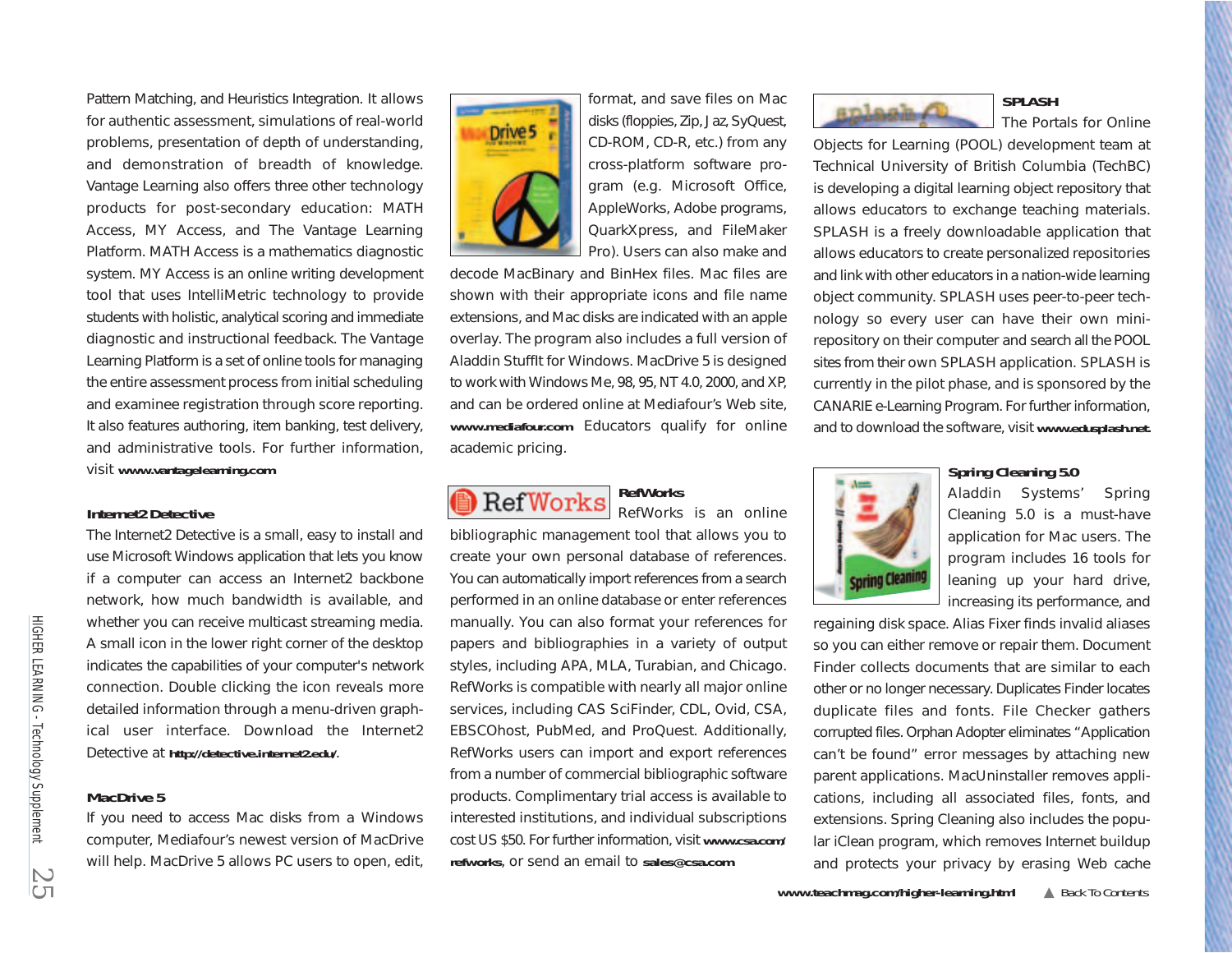Pattern Matching, and Heuristics Integration. It allows for authentic assessment, simulations of real-world problems, presentation of depth of understanding, and demonstration of breadth of knowledge. Vantage Learning also offers three other technology products for post-secondary education: MATH Access, MY Access, and The Vantage Learning Platform. MATH Access is a mathematics diagnostic system. MY Access is an online writing development tool that uses IntelliMetric technology to provide students with holistic, analytical scoring and immediate diagnostic and instructional feedback. The Vantage Learning Platform is a set of online tools for managing the entire assessment process from initial scheduling and examinee registration through score reporting. It also features authoring, item banking, test delivery, and administrative tools. For further information, visit **www.vantagelearning.com**

**Internet2 Detective**

The Internet2 Detective is a small, easy to install and use Microsoft Windows application that lets you know if a computer can access an Internet2 backbone network, how much bandwidth is available, and whether you can receive multicast streaming media. A small icon in the lower right corner of the desktop indicates the capabilities of your computer's network connection. Double clicking the icon reveals more detailed information through a menu-driven graphical user interface. Download the Internet2 Detective at **http://detective.internet2.edu/**.

**MacDrive 5**

If you need to access Mac disks from a Windows computer, Mediafour's newest version of MacDrive will help. MacDrive 5 allows PC users to open, edit, format, and save files on Mac disks (floppies, Zip, Jaz, SyQuest, CD-ROM, CD-R, etc.) from any cross-platform software program (e.g. Microsoft Office, AppleWorks, Adobe programs, QuarkXpress, and FileMaker Pro). Users can also make and decode MacBinary and BinHex files. Mac files are shown with their appropriate icons and file name extensions, and Mac disks are indicated with an apple overlay. The program also includes a full version of Aladdin StuffIt for Windows. MacDrive 5 is designed to work with Windows Me, 98, 95, NT 4.0, 2000, and XP, and can be ordered online at Mediafour's Web site, **www.mediafour.com** Educators qualify for online academic pricing.

**RefWorks**

RefWorks is an online bibliographic management tool that allows you to create your own personal database of references. You can automatically import references from a search performed in an online database or enter references manually. You can also format your references for papers and bibliographies in a variety of output styles, including APA, MLA, Turabian, and Chicago. RefWorks is compatible with nearly all major online services, including CAS SciFinder, CDL, Ovid, CSA, EBSCOhost, PubMed, and ProQuest. Additionally, RefWorks users can import and export references from a number of commercial bibliographic software products. Complimentary trial access is available to interested institutions, and individual subscriptions cost US $50. For further information, visit **www.csa.com/refworks**, or send an email to **sales@csa.com**

**SPLASH**

The Portals for Online Objects for Learning (POOL) development team at Technical University of British Columbia (TechBC) is developing a digital learning object repository that allows educators to exchange teaching materials. SPLASH is a freely downloadable application that allows educators to create personalized repositories and link with other educators in a nation-wide learning object community. SPLASH uses peer-to-peer technology so every user can have their own mini-repository on their computer and search all the POOL sites from their own SPLASH application. SPLASH is currently in the pilot phase, and is sponsored by the CANARIE e-Learning Program. For further information, and to download the software, visit **www.edusplash.net**.

**Spring Cleaning 5.0**

Aladdin Systems' Spring Cleaning 5.0 is a must-have application for Mac users. The program includes 16 tools for leaning up your hard drive, increasing its performance, and regaining disk space. Alias Fixer finds invalid aliases so you can either remove or repair them. Document Finder collects documents that are similar to each other or no longer necessary. Duplicates Finder locates duplicate files and fonts. File Checker gathers corrupted files. Orphan Adopter eliminates "Application can't be found" error messages by attaching new parent applications. MacUninstaller removes applications, including all associated files, fonts, and extensions. Spring Cleaning also includes the popular iClean program, which removes Internet buildup and protects your privacy by erasing Web cache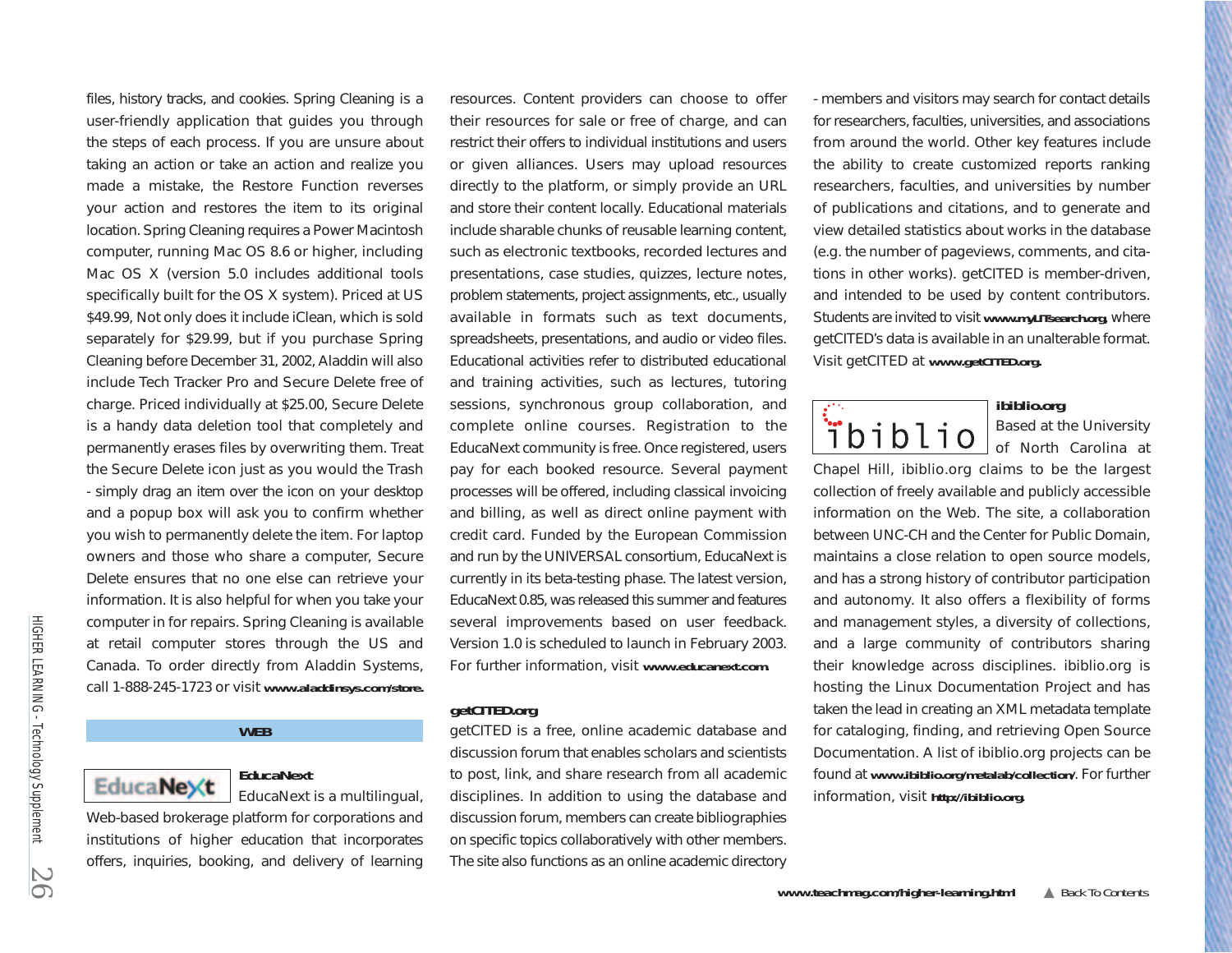files, history tracks, and cookies. Spring Cleaning is a user-friendly application that guides you through the steps of each process. If you are unsure about taking an action or take an action and realize you made a mistake, the Restore Function reverses your action and restores the item to its original location. Spring Cleaning requires a Power Macintosh computer, running Mac OS 8.6 or higher, including Mac OS X (version 5.0 includes additional tools specifically built for the OS X system). Priced at US $49.99, Not only does it include iClean, which is sold separately for $29.99, but if you purchase Spring Cleaning before December 31, 2002, Aladdin will also include Tech Tracker Pro and Secure Delete free of charge. Priced individually at $25.00, Secure Delete is a handy data deletion tool that completely and permanently erases files by overwriting them. Treat the Secure Delete icon just as you would the Trash - simply drag an item over the icon on your desktop and a popup box will ask you to confirm whether you wish to permanently delete the item. For laptop owners and those who share a computer, Secure Delete ensures that no one else can retrieve your information. It is also helpful for when you take your computer in for repairs. Spring Cleaning is available at retail computer stores through the US and Canada. To order directly from Aladdin Systems, call 1-888-245-1723 or visit **www.aladdinsys.com/store.**

## WEB

### EducaNext

EducaNext is a multilingual, Web-based brokerage platform for corporations and institutions of higher education that incorporates offers, inquiries, booking, and delivery of learning resources. Content providers can choose to offer their resources for sale or free of charge, and can restrict their offers to individual institutions and users or given alliances. Users may upload resources directly to the platform, or simply provide an URL and store their content locally. Educational materials include sharable chunks of reusable learning content, such as electronic textbooks, recorded lectures and presentations, case studies, quizzes, lecture notes, problem statements, project assignments, etc., usually available in formats such as text documents, spreadsheets, presentations, and audio or video files. Educational activities refer to distributed educational and training activities, such as lectures, tutoring sessions, synchronous group collaboration, and complete online courses. Registration to the EducaNext community is free. Once registered, users pay for each booked resource. Several payment processes will be offered, including classical invoicing and billing, as well as direct online payment with credit card. Funded by the European Commission and run by the UNIVERSAL consortium, EducaNext is currently in its beta-testing phase. The latest version, EducaNext 0.85, was released this summer and features several improvements based on user feedback. Version 1.0 is scheduled to launch in February 2003. For further information, visit **www.educanext.com**.

### getCITED.org

getCITED is a free, online academic database and discussion forum that enables scholars and scientists to post, link, and share research from all academic disciplines. In addition to using the database and discussion forum, members can create bibliographies on specific topics collaboratively with other members. The site also functions as an online academic directory - members and visitors may search for contact details for researchers, faculties, universities, and associations from around the world. Other key features include the ability to create customized reports ranking researchers, faculties, and universities by number of publications and citations, and to generate and view detailed statistics about works in the database (e.g. the number of pageviews, comments, and citations in other works). getCITED is member-driven, and intended to be used by content contributors. Students are invited to visit **www.myUTsearch.org**, where getCITED's data is available in an unalterable format. Visit getCITED at **www.getCITED.org**.

### ibiblio.org

Based at the University of North Carolina at Chapel Hill, ibiblio.org claims to be the largest collection of freely available and publicly accessible information on the Web. The site, a collaboration between UNC-CH and the Center for Public Domain, maintains a close relation to open source models, and has a strong history of contributor participation and autonomy. It also offers a flexibility of forms and management styles, a diversity of collections, and a large community of contributors sharing their knowledge across disciplines. ibiblio.org is hosting the Linux Documentation Project and has taken the lead in creating an XML metadata template for cataloging, finding, and retrieving Open Source Documentation. A list of ibiblio.org projects can be found at **www.ibiblio.org/metalab/collection/**. For further information, visit **http://ibiblio.org**.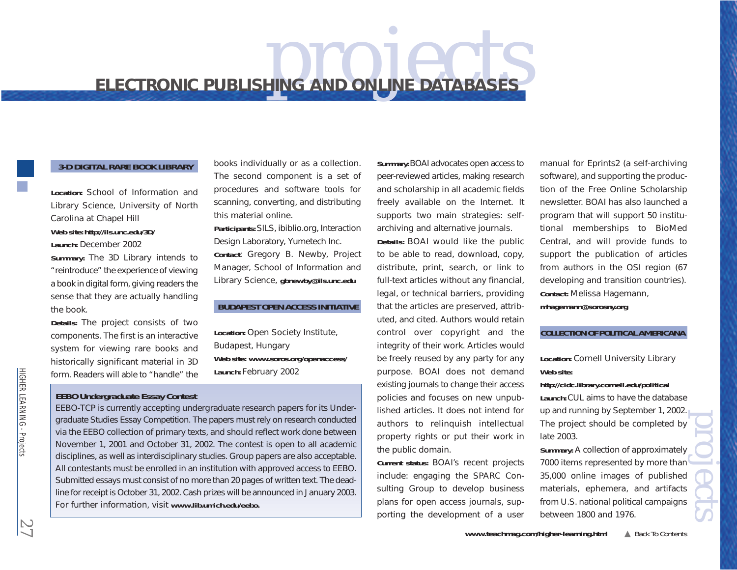# ELECTRONIC PUBLISHING AND ONLINE DATABASES

### 3-D DIGITAL RARE BOOK LIBRARY

**Location:** School of Information and Library Science, University of North Carolina at Chapel Hill

**Web site:** http://ils.unc.edu/3D/

**Launch:** December 2002

**Summary:** The 3D Library intends to "reintroduce" the experience of viewing a book in digital form, giving readers the sense that they are actually handling the book.

**Details:** The project consists of two components. The first is an interactive system for viewing rare books and historically significant material in 3D form. Readers will able to "handle" the books individually or as a collection. The second component is a set of procedures and software tools for scanning, converting, and distributing this material online.

**Participants:** SILS, ibiblio.org, Interaction Design Laboratory, Yumetech Inc.

**Contact:** Gregory B. Newby, Project Manager, School of Information and Library Science, gbnewby@ils.unc.edu

### BUDAPEST OPEN ACCESS INITIATIVE

**Location:** Open Society Institute, Budapest, Hungary

**Web site:** www.soros.org/openaccess/

**Launch:** February 2002

**Summary:** BOAI advocates open access to peer-reviewed articles, making research and scholarship in all academic fields freely available on the Internet. It supports two main strategies: self-archiving and alternative journals.

**Details:** BOAI would like the public to be able to read, download, copy, distribute, print, search, or link to full-text articles without any financial, legal, or technical barriers, providing that the articles are preserved, attributed, and cited. Authors would retain control over copyright and the integrity of their work. Articles would be freely reused by any party for any purpose. BOAI does not demand existing journals to change their access policies and focuses on new unpublished articles. It does not intend for authors to relinquish intellectual property rights or put their work in the public domain.

**Current status:** BOAI's recent projects include: engaging the SPARC Consulting Group to develop business plans for open access journals, supporting the development of a user manual for Eprints2 (a self-archiving software), and supporting the production of the Free Online Scholarship newsletter. BOAI has also launched a program that will support 50 institutional memberships to BioMed Central, and will provide funds to support the publication of articles from authors in the OSI region (67 developing and transition countries).

**Contact:** Melissa Hagemann, mhagemann@sorosny.org

### COLLECTION OF POLITICAL AMERICANA

**Location:** Cornell University Library

**Web site:** http://cidc.library.cornell.edu/political

**Launch:** CUL aims to have the database up and running by September 1, 2002. The project should be completed by late 2003.

**Summary:** A collection of approximately 7000 items represented by more than 35,000 online images of published materials, ephemera, and artifacts from U.S. national political campaigns between 1800 and 1976.

---

**EEBO Undergraduate Essay Contest**

EEBO-TCP is currently accepting undergraduate research papers for its Undergraduate Studies Essay Competition. The papers must rely on research conducted via the EEBO collection of primary texts, and should reflect work done between November 1, 2001 and October 31, 2002. The contest is open to all academic disciplines, as well as interdisciplinary studies. Group papers are also acceptable. All contestants must be enrolled in an institution with approved access to EEBO. Submitted essays must consist of no more than 20 pages of written text. The deadline for receipt is October 31, 2002. Cash prizes will be announced in January 2003. For further information, visit www.lib.umich.edu/eebo.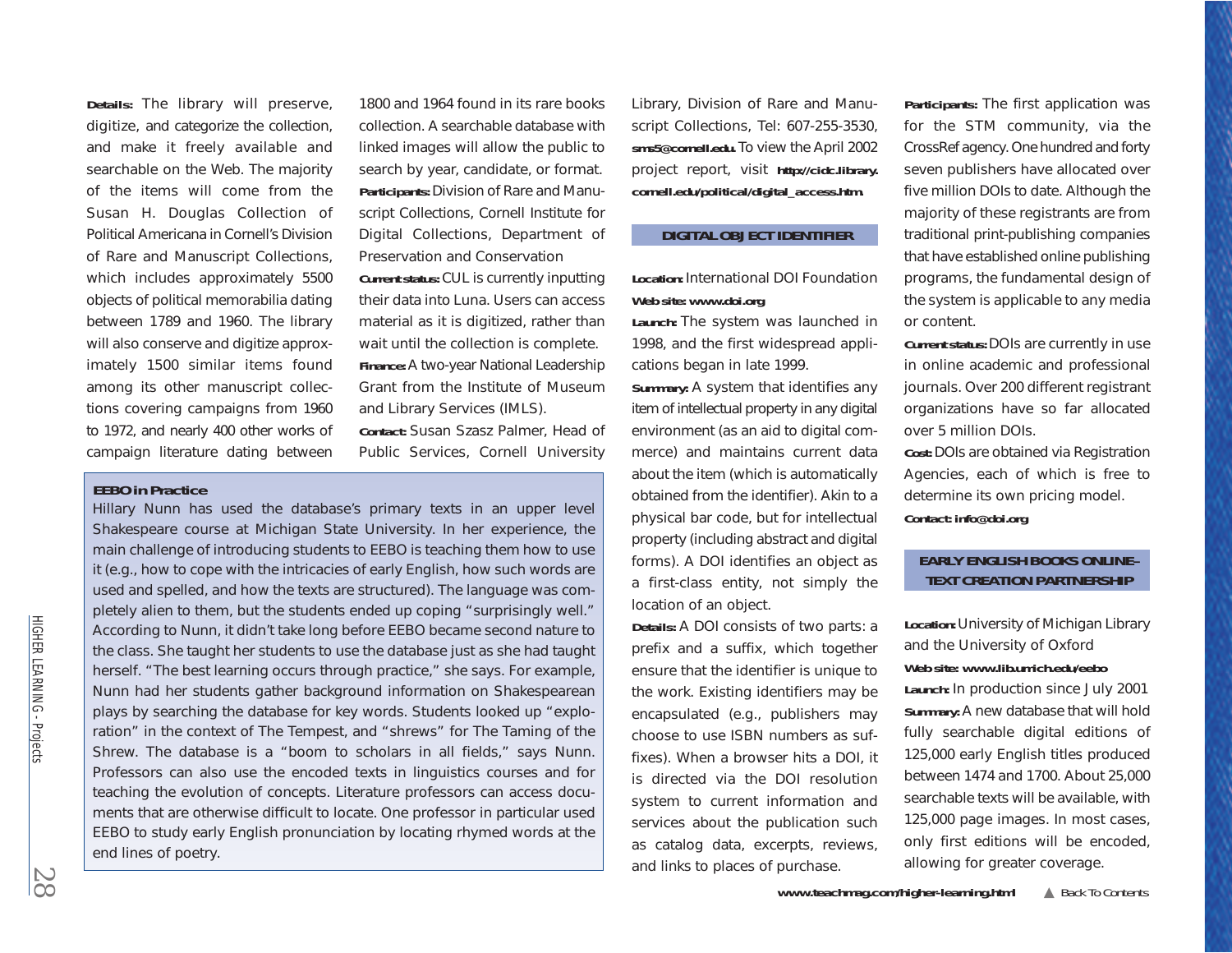**Details:** The library will preserve, digitize, and categorize the collection, and make it freely available and searchable on the Web. The majority of the items will come from the Susan H. Douglas Collection of Political Americana in Cornell's Division of Rare and Manuscript Collections, which includes approximately 5500 objects of political memorabilia dating between 1789 and 1960. The library will also conserve and digitize approximately 1500 similar items found among its other manuscript collections covering campaigns from 1960 to 1972, and nearly 400 other works of campaign literature dating between 1800 and 1964 found in its rare books collection. A searchable database with linked images will allow the public to search by year, candidate, or format.

**Participants:** Division of Rare and Manuscript Collections, Cornell Institute for Digital Collections, Department of Preservation and Conservation

**Current status:** CUL is currently inputting their data into Luna. Users can access material as it is digitized, rather than wait until the collection is complete.

**Finance:** A two-year National Leadership Grant from the Institute of Museum and Library Services (IMLS).

**Contact:** Susan Szasz Palmer, Head of Public Services, Cornell University Library, Division of Rare and Manuscript Collections, Tel: 607-255-3530, **sms5@cornell.edu.** To view the April 2002 project report, visit **http://cidc.library.cornell.edu/political/digital_access.htm**.

> **EEBO in Practice**
>
> Hillary Nunn has used the database's primary texts in an upper level Shakespeare course at Michigan State University. In her experience, the main challenge of introducing students to EEBO is teaching them how to use it (e.g., how to cope with the intricacies of early English, how such words are used and spelled, and how the texts are structured). The language was completely alien to them, but the students ended up coping "surprisingly well." According to Nunn, it didn't take long before EEBO became second nature to the class. She taught her students to use the database just as she had taught herself. "The best learning occurs through practice," she says. For example, Nunn had her students gather background information on Shakespearean plays by searching the database for key words. Students looked up "exploration" in the context of The Tempest, and "shrews" for The Taming of the Shrew. The database is a "boom to scholars in all fields," says Nunn. Professors can also use the encoded texts in linguistics courses and for teaching the evolution of concepts. Literature professors can access documents that are otherwise difficult to locate. One professor in particular used EEBO to study early English pronunciation by locating rhymed words at the end lines of poetry.

## DIGITAL OBJECT IDENTIFIER

**Location:** International DOI Foundation

**Web site: www.doi.org**

**Launch:** The system was launched in 1998, and the first widespread applications began in late 1999.

**Summary:** A system that identifies any item of intellectual property in any digital environment (as an aid to digital commerce) and maintains current data about the item (which is automatically obtained from the identifier). Akin to a physical bar code, but for intellectual property (including abstract and digital forms). A DOI identifies an object as a first-class entity, not simply the location of an object.

**Details:** A DOI consists of two parts: a prefix and a suffix, which together ensure that the identifier is unique to the work. Existing identifiers may be encapsulated (e.g., publishers may choose to use ISBN numbers as suffixes). When a browser hits a DOI, it is directed via the DOI resolution system to current information and services about the publication such as catalog data, excerpts, reviews, and links to places of purchase.

**Participants:** The first application was for the STM community, via the CrossRef agency. One hundred and forty seven publishers have allocated over five million DOIs to date. Although the majority of these registrants are from traditional print-publishing companies that have established online publishing programs, the fundamental design of the system is applicable to any media or content.

**Current status:** DOIs are currently in use in online academic and professional journals. Over 200 different registrant organizations have so far allocated over 5 million DOIs.

**Cost:** DOIs are obtained via Registration Agencies, each of which is free to determine its own pricing model.

**Contact: info@doi.org**

## EARLY ENGLISH BOOKS ONLINE–TEXT CREATION PARTNERSHIP

**Location:** University of Michigan Library and the University of Oxford

**Web site: www.lib.umich.edu/eebo**

**Launch:** In production since July 2001

**Summary:** A new database that will hold fully searchable digital editions of 125,000 early English titles produced between 1474 and 1700. About 25,000 searchable texts will be available, with 125,000 page images. In most cases, only first editions will be encoded, allowing for greater coverage.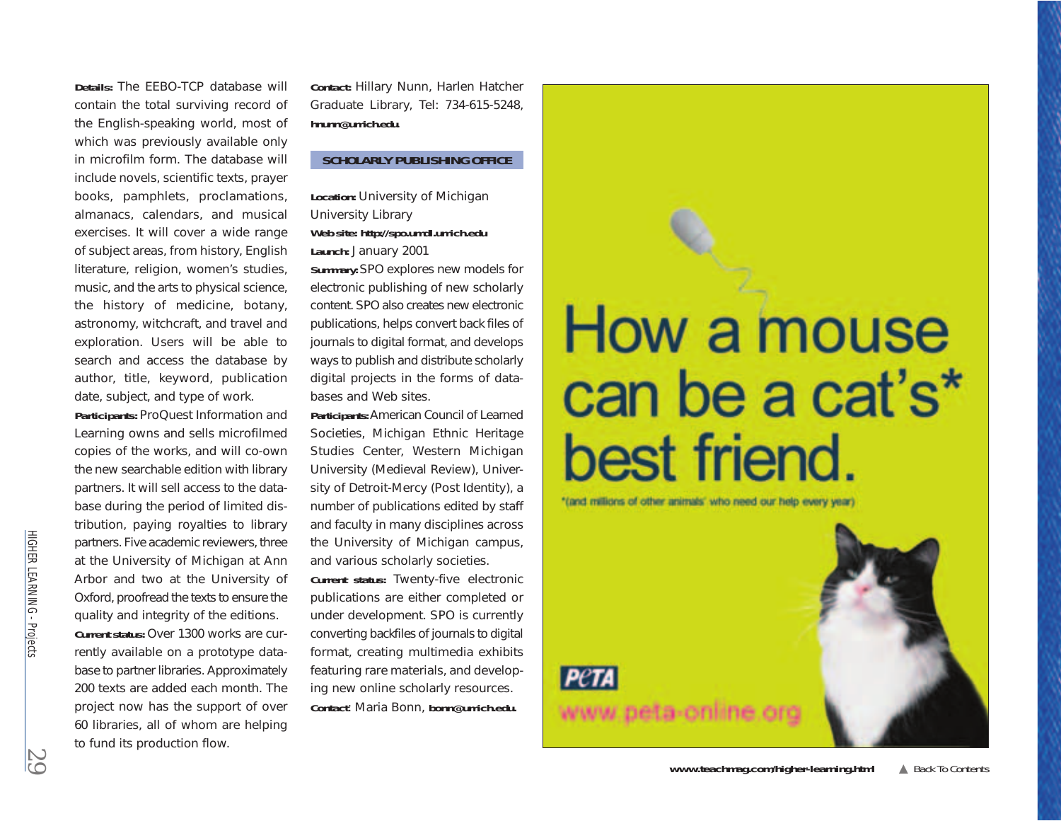**Details:** The EEBO-TCP database will contain the total surviving record of the English-speaking world, most of which was previously available only in microfilm form. The database will include novels, scientific texts, prayer books, pamphlets, proclamations, almanacs, calendars, and musical exercises. It will cover a wide range of subject areas, from history, English literature, religion, women's studies, music, and the arts to physical science, the history of medicine, botany, astronomy, witchcraft, and travel and exploration. Users will be able to search and access the database by author, title, keyword, publication date, subject, and type of work.

**Participants:** ProQuest Information and Learning owns and sells microfilmed copies of the works, and will co-own the new searchable edition with library partners. It will sell access to the database during the period of limited distribution, paying royalties to library partners. Five academic reviewers, three at the University of Michigan at Ann Arbor and two at the University of Oxford, proofread the texts to ensure the quality and integrity of the editions.

**Current status:** Over 1300 works are currently available on a prototype database to partner libraries. Approximately 200 texts are added each month. The project now has the support of over 60 libraries, all of whom are helping to fund its production flow.

**Contact:** Hillary Nunn, Harlen Hatcher Graduate Library, Tel: 734-615-5248, **hnunn@umich.edu**

## SCHOLARLY PUBLISHING OFFICE

**Location:** University of Michigan University Library

**Web site: http://spo.umdl.umich.edu**

**Launch:** January 2001

**Summary:** SPO explores new models for electronic publishing of new scholarly content. SPO also creates new electronic publications, helps convert back files of journals to digital format, and develops ways to publish and distribute scholarly digital projects in the forms of databases and Web sites.

**Participants:** American Council of Learned Societies, Michigan Ethnic Heritage Studies Center, Western Michigan University (Medieval Review), University of Detroit-Mercy (Post Identity), a number of publications edited by staff and faculty in many disciplines across the University of Michigan campus, and various scholarly societies.

**Current status:** Twenty-five electronic publications are either completed or under development. SPO is currently converting backfiles of journals to digital format, creating multimedia exhibits featuring rare materials, and developing new online scholarly resources.

**Contact:** Maria Bonn, **bonn@umich.edu**